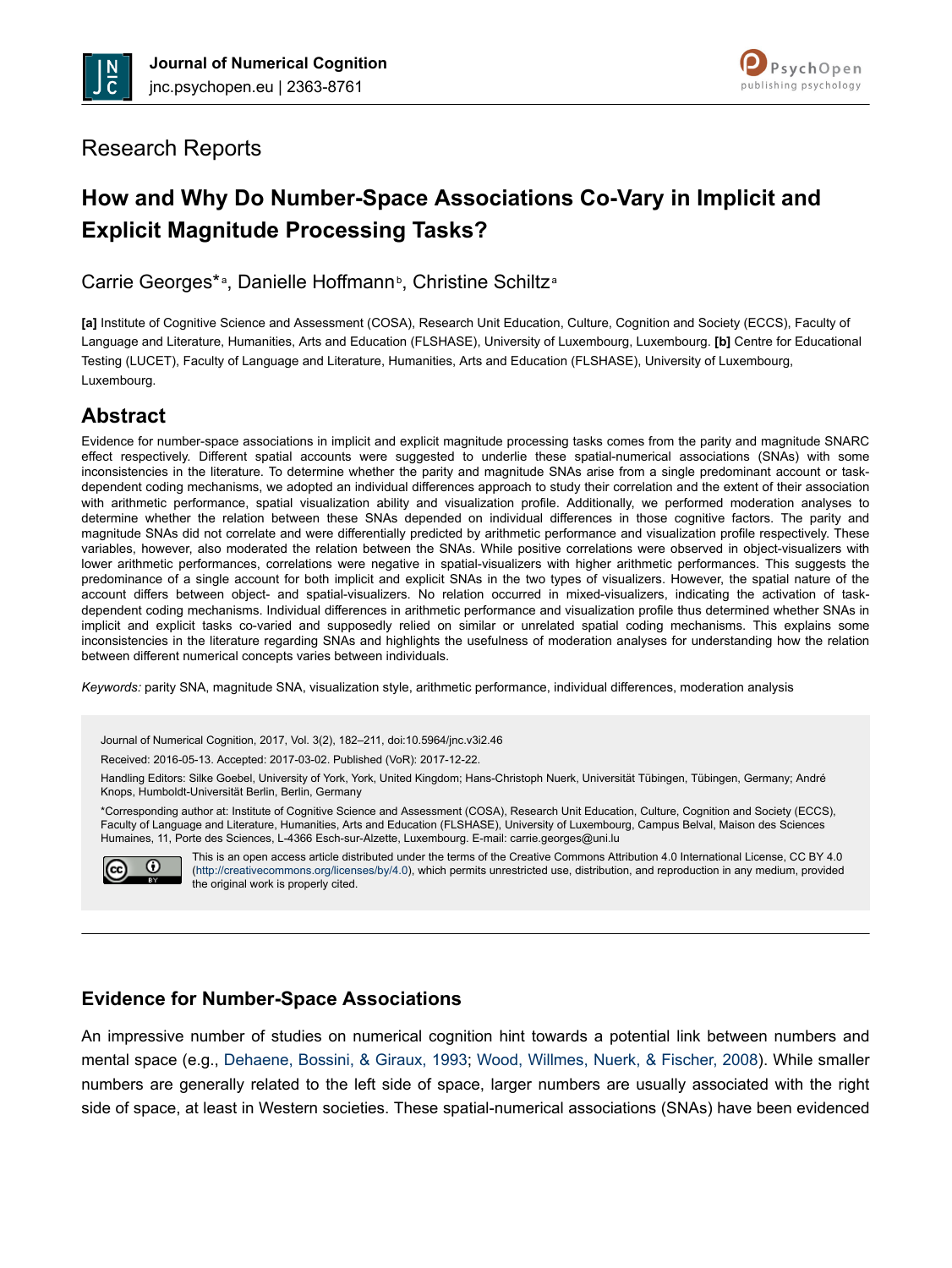Research Reports

# How and Why Do Number-Space Associations Co-Vary in Implicit and Explicit Magnitude Processing Tasks?

Carrie Georges*[a], Danielle Hoffmann[b], Christine Schiltz[a]

**[a]** Institute of Cognitive Science and Assessment (COSA), Research Unit Education, Culture, Cognition and Society (ECCS), Faculty of Language and Literature, Humanities, Arts and Education (FLSHASE), University of Luxembourg, Luxembourg. **[b]** Centre for Educational Testing (LUCET), Faculty of Language and Literature, Humanities, Arts and Education (FLSHASE), University of Luxembourg, Luxembourg.

## Abstract

Evidence for number-space associations in implicit and explicit magnitude processing tasks comes from the parity and magnitude SNARC effect respectively. Different spatial accounts were suggested to underlie these spatial-numerical associations (SNAs) with some inconsistencies in the literature. To determine whether the parity and magnitude SNAs arise from a single predominant account or task-dependent coding mechanisms, we adopted an individual differences approach to study their correlation and the extent of their association with arithmetic performance, spatial visualization ability and visualization profile. Additionally, we performed moderation analyses to determine whether the relation between these SNAs depended on individual differences in those cognitive factors. The parity and magnitude SNAs did not correlate and were differentially predicted by arithmetic performance and visualization profile respectively. These variables, however, also moderated the relation between the SNAs. While positive correlations were observed in object-visualizers with lower arithmetic performances, correlations were negative in spatial-visualizers with higher arithmetic performances. This suggests the predominance of a single account for both implicit and explicit SNAs in the two types of visualizers. However, the spatial nature of the account differs between object- and spatial-visualizers. No relation occurred in mixed-visualizers, indicating the activation of task-dependent coding mechanisms. Individual differences in arithmetic performance and visualization profile thus determined whether SNAs in implicit and explicit tasks co-varied and supposedly relied on similar or unrelated spatial coding mechanisms. This explains some inconsistencies in the literature regarding SNAs and highlights the usefulness of moderation analyses for understanding how the relation between different numerical concepts varies between individuals.

*Keywords:* parity SNA, magnitude SNA, visualization style, arithmetic performance, individual differences, moderation analysis

Journal of Numerical Cognition, 2017, Vol. 3(2), 182–211, doi:10.5964/jnc.v3i2.46

Received: 2016-05-13. Accepted: 2017-03-02. Published (VoR): 2017-12-22.

Handling Editors: Silke Goebel, University of York, York, United Kingdom; Hans-Christoph Nuerk, Universität Tübingen, Tübingen, Germany; André Knops, Humboldt-Universität Berlin, Berlin, Germany

*Corresponding author at: Institute of Cognitive Science and Assessment (COSA), Research Unit Education, Culture, Cognition and Society (ECCS), Faculty of Language and Literature, Humanities, Arts and Education (FLSHASE), University of Luxembourg, Campus Belval, Maison des Sciences Humaines, 11, Porte des Sciences, L-4366 Esch-sur-Alzette, Luxembourg. E-mail: carrie.georges@uni.lu

This is an open access article distributed under the terms of the Creative Commons Attribution 4.0 International License, CC BY 4.0 (http://creativecommons.org/licenses/by/4.0), which permits unrestricted use, distribution, and reproduction in any medium, provided the original work is properly cited.

## Evidence for Number-Space Associations

An impressive number of studies on numerical cognition hint towards a potential link between numbers and mental space (e.g., Dehaene, Bossini, & Giraux, 1993; Wood, Willmes, Nuerk, & Fischer, 2008). While smaller numbers are generally related to the left side of space, larger numbers are usually associated with the right side of space, at least in Western societies. These spatial-numerical associations (SNAs) have been evidenced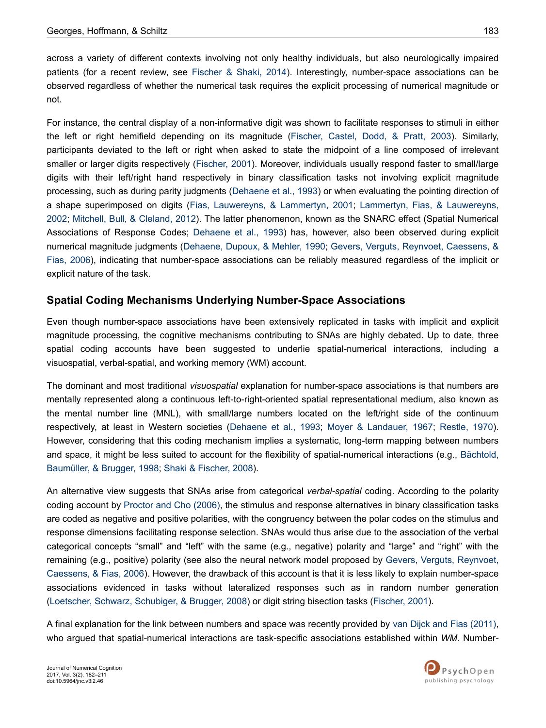across a variety of different contexts involving not only healthy individuals, but also neurologically impaired patients (for a recent review, see Fischer & Shaki, 2014). Interestingly, number-space associations can be observed regardless of whether the numerical task requires the explicit processing of numerical magnitude or not.

For instance, the central display of a non-informative digit was shown to facilitate responses to stimuli in either the left or right hemifield depending on its magnitude (Fischer, Castel, Dodd, & Pratt, 2003). Similarly, participants deviated to the left or right when asked to state the midpoint of a line composed of irrelevant smaller or larger digits respectively (Fischer, 2001). Moreover, individuals usually respond faster to small/large digits with their left/right hand respectively in binary classification tasks not involving explicit magnitude processing, such as during parity judgments (Dehaene et al., 1993) or when evaluating the pointing direction of a shape superimposed on digits (Fias, Lauwereyns, & Lammertyn, 2001; Lammertyn, Fias, & Lauwereyns, 2002; Mitchell, Bull, & Cleland, 2012). The latter phenomenon, known as the SNARC effect (Spatial Numerical Associations of Response Codes; Dehaene et al., 1993) has, however, also been observed during explicit numerical magnitude judgments (Dehaene, Dupoux, & Mehler, 1990; Gevers, Verguts, Reynvoet, Caessens, & Fias, 2006), indicating that number-space associations can be reliably measured regardless of the implicit or explicit nature of the task.

## Spatial Coding Mechanisms Underlying Number-Space Associations

Even though number-space associations have been extensively replicated in tasks with implicit and explicit magnitude processing, the cognitive mechanisms contributing to SNAs are highly debated. Up to date, three spatial coding accounts have been suggested to underlie spatial-numerical interactions, including a visuospatial, verbal-spatial, and working memory (WM) account.

The dominant and most traditional *visuospatial* explanation for number-space associations is that numbers are mentally represented along a continuous left-to-right-oriented spatial representational medium, also known as the mental number line (MNL), with small/large numbers located on the left/right side of the continuum respectively, at least in Western societies (Dehaene et al., 1993; Moyer & Landauer, 1967; Restle, 1970). However, considering that this coding mechanism implies a systematic, long-term mapping between numbers and space, it might be less suited to account for the flexibility of spatial-numerical interactions (e.g., Bächtold, Baumüller, & Brugger, 1998; Shaki & Fischer, 2008).

An alternative view suggests that SNAs arise from categorical *verbal-spatial* coding. According to the polarity coding account by Proctor and Cho (2006), the stimulus and response alternatives in binary classification tasks are coded as negative and positive polarities, with the congruency between the polar codes on the stimulus and response dimensions facilitating response selection. SNAs would thus arise due to the association of the verbal categorical concepts "small" and "left" with the same (e.g., negative) polarity and "large" and "right" with the remaining (e.g., positive) polarity (see also the neural network model proposed by Gevers, Verguts, Reynvoet, Caessens, & Fias, 2006). However, the drawback of this account is that it is less likely to explain number-space associations evidenced in tasks without lateralized responses such as in random number generation (Loetscher, Schwarz, Schubiger, & Brugger, 2008) or digit string bisection tasks (Fischer, 2001).

A final explanation for the link between numbers and space was recently provided by van Dijck and Fias (2011), who argued that spatial-numerical interactions are task-specific associations established within *WM*. Number-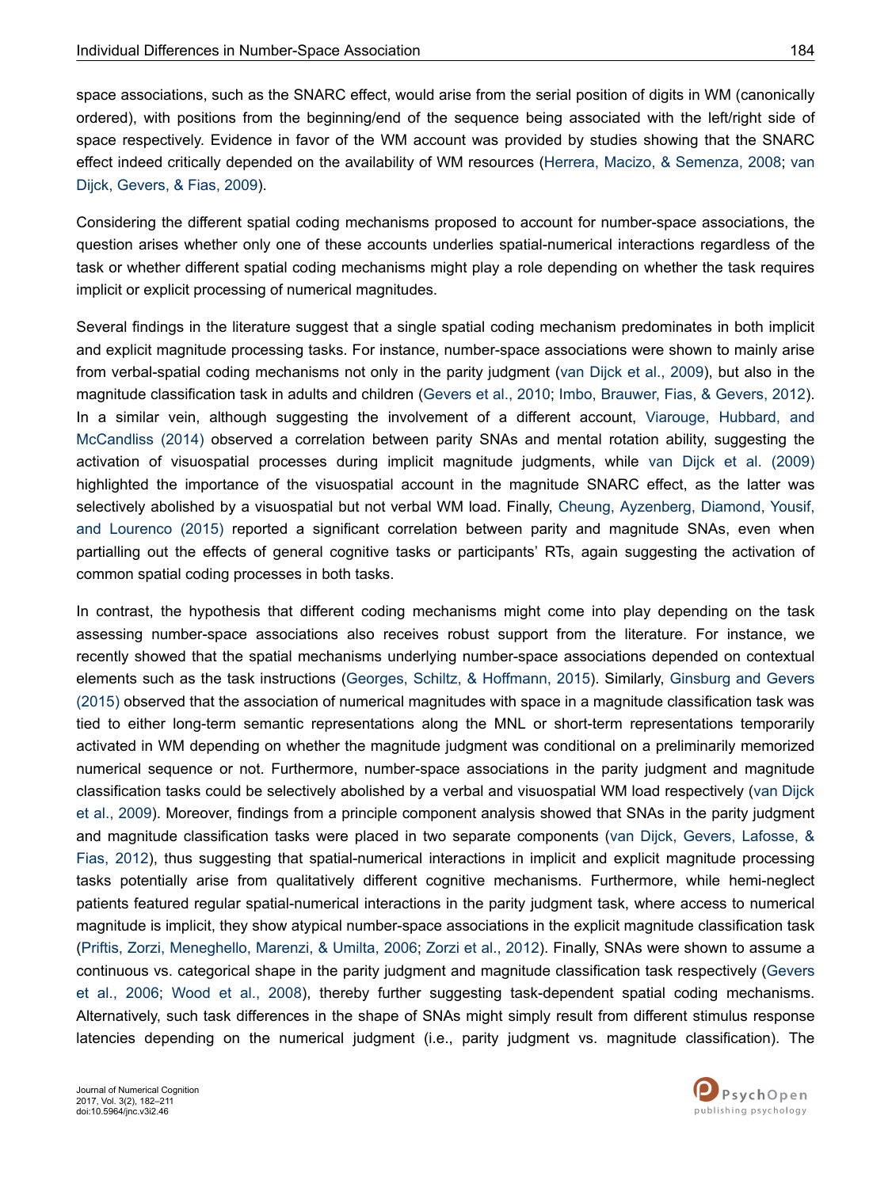space associations, such as the SNARC effect, would arise from the serial position of digits in WM (canonically ordered), with positions from the beginning/end of the sequence being associated with the left/right side of space respectively. Evidence in favor of the WM account was provided by studies showing that the SNARC effect indeed critically depended on the availability of WM resources (Herrera, Macizo, & Semenza, 2008; van Dijck, Gevers, & Fias, 2009).

Considering the different spatial coding mechanisms proposed to account for number-space associations, the question arises whether only one of these accounts underlies spatial-numerical interactions regardless of the task or whether different spatial coding mechanisms might play a role depending on whether the task requires implicit or explicit processing of numerical magnitudes.

Several findings in the literature suggest that a single spatial coding mechanism predominates in both implicit and explicit magnitude processing tasks. For instance, number-space associations were shown to mainly arise from verbal-spatial coding mechanisms not only in the parity judgment (van Dijck et al., 2009), but also in the magnitude classification task in adults and children (Gevers et al., 2010; Imbo, Brauwer, Fias, & Gevers, 2012). In a similar vein, although suggesting the involvement of a different account, Viarouge, Hubbard, and McCandliss (2014) observed a correlation between parity SNAs and mental rotation ability, suggesting the activation of visuospatial processes during implicit magnitude judgments, while van Dijck et al. (2009) highlighted the importance of the visuospatial account in the magnitude SNARC effect, as the latter was selectively abolished by a visuospatial but not verbal WM load. Finally, Cheung, Ayzenberg, Diamond, Yousif, and Lourenco (2015) reported a significant correlation between parity and magnitude SNAs, even when partialling out the effects of general cognitive tasks or participants' RTs, again suggesting the activation of common spatial coding processes in both tasks.

In contrast, the hypothesis that different coding mechanisms might come into play depending on the task assessing number-space associations also receives robust support from the literature. For instance, we recently showed that the spatial mechanisms underlying number-space associations depended on contextual elements such as the task instructions (Georges, Schiltz, & Hoffmann, 2015). Similarly, Ginsburg and Gevers (2015) observed that the association of numerical magnitudes with space in a magnitude classification task was tied to either long-term semantic representations along the MNL or short-term representations temporarily activated in WM depending on whether the magnitude judgment was conditional on a preliminarily memorized numerical sequence or not. Furthermore, number-space associations in the parity judgment and magnitude classification tasks could be selectively abolished by a verbal and visuospatial WM load respectively (van Dijck et al., 2009). Moreover, findings from a principle component analysis showed that SNAs in the parity judgment and magnitude classification tasks were placed in two separate components (van Dijck, Gevers, Lafosse, & Fias, 2012), thus suggesting that spatial-numerical interactions in implicit and explicit magnitude processing tasks potentially arise from qualitatively different cognitive mechanisms. Furthermore, while hemi-neglect patients featured regular spatial-numerical interactions in the parity judgment task, where access to numerical magnitude is implicit, they show atypical number-space associations in the explicit magnitude classification task (Priftis, Zorzi, Meneghello, Marenzi, & Umilta, 2006; Zorzi et al., 2012). Finally, SNAs were shown to assume a continuous vs. categorical shape in the parity judgment and magnitude classification task respectively (Gevers et al., 2006; Wood et al., 2008), thereby further suggesting task-dependent spatial coding mechanisms. Alternatively, such task differences in the shape of SNAs might simply result from different stimulus response latencies depending on the numerical judgment (i.e., parity judgment vs. magnitude classification). The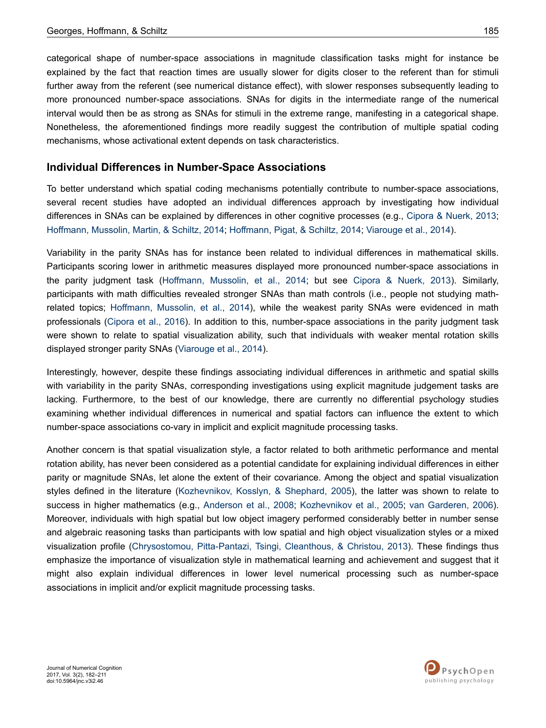categorical shape of number-space associations in magnitude classification tasks might for instance be explained by the fact that reaction times are usually slower for digits closer to the referent than for stimuli further away from the referent (see numerical distance effect), with slower responses subsequently leading to more pronounced number-space associations. SNAs for digits in the intermediate range of the numerical interval would then be as strong as SNAs for stimuli in the extreme range, manifesting in a categorical shape. Nonetheless, the aforementioned findings more readily suggest the contribution of multiple spatial coding mechanisms, whose activational extent depends on task characteristics.

## Individual Differences in Number-Space Associations

To better understand which spatial coding mechanisms potentially contribute to number-space associations, several recent studies have adopted an individual differences approach by investigating how individual differences in SNAs can be explained by differences in other cognitive processes (e.g., Cipora & Nuerk, 2013; Hoffmann, Mussolin, Martin, & Schiltz, 2014; Hoffmann, Pigat, & Schiltz, 2014; Viarouge et al., 2014).

Variability in the parity SNAs has for instance been related to individual differences in mathematical skills. Participants scoring lower in arithmetic measures displayed more pronounced number-space associations in the parity judgment task (Hoffmann, Mussolin, et al., 2014; but see Cipora & Nuerk, 2013). Similarly, participants with math difficulties revealed stronger SNAs than math controls (i.e., people not studying math-related topics; Hoffmann, Mussolin, et al., 2014), while the weakest parity SNAs were evidenced in math professionals (Cipora et al., 2016). In addition to this, number-space associations in the parity judgment task were shown to relate to spatial visualization ability, such that individuals with weaker mental rotation skills displayed stronger parity SNAs (Viarouge et al., 2014).

Interestingly, however, despite these findings associating individual differences in arithmetic and spatial skills with variability in the parity SNAs, corresponding investigations using explicit magnitude judgement tasks are lacking. Furthermore, to the best of our knowledge, there are currently no differential psychology studies examining whether individual differences in numerical and spatial factors can influence the extent to which number-space associations co-vary in implicit and explicit magnitude processing tasks.

Another concern is that spatial visualization style, a factor related to both arithmetic performance and mental rotation ability, has never been considered as a potential candidate for explaining individual differences in either parity or magnitude SNAs, let alone the extent of their covariance. Among the object and spatial visualization styles defined in the literature (Kozhevnikov, Kosslyn, & Shephard, 2005), the latter was shown to relate to success in higher mathematics (e.g., Anderson et al., 2008; Kozhevnikov et al., 2005; van Garderen, 2006). Moreover, individuals with high spatial but low object imagery performed considerably better in number sense and algebraic reasoning tasks than participants with low spatial and high object visualization styles or a mixed visualization profile (Chrysostomou, Pitta-Pantazi, Tsingi, Cleanthous, & Christou, 2013). These findings thus emphasize the importance of visualization style in mathematical learning and achievement and suggest that it might also explain individual differences in lower level numerical processing such as number-space associations in implicit and/or explicit magnitude processing tasks.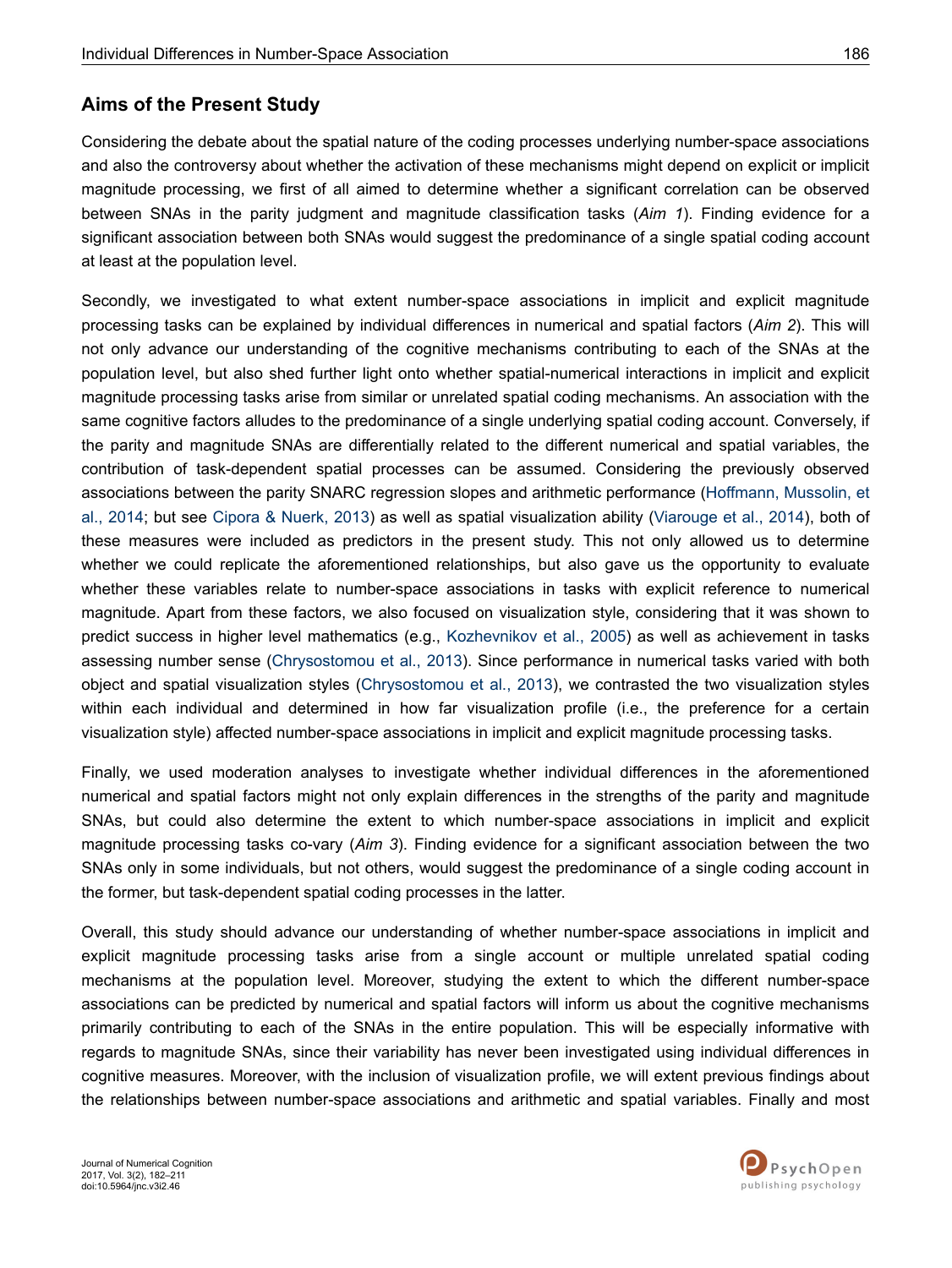## Aims of the Present Study

Considering the debate about the spatial nature of the coding processes underlying number-space associations and also the controversy about whether the activation of these mechanisms might depend on explicit or implicit magnitude processing, we first of all aimed to determine whether a significant correlation can be observed between SNAs in the parity judgment and magnitude classification tasks (*Aim 1*). Finding evidence for a significant association between both SNAs would suggest the predominance of a single spatial coding account at least at the population level.

Secondly, we investigated to what extent number-space associations in implicit and explicit magnitude processing tasks can be explained by individual differences in numerical and spatial factors (*Aim 2*). This will not only advance our understanding of the cognitive mechanisms contributing to each of the SNAs at the population level, but also shed further light onto whether spatial-numerical interactions in implicit and explicit magnitude processing tasks arise from similar or unrelated spatial coding mechanisms. An association with the same cognitive factors alludes to the predominance of a single underlying spatial coding account. Conversely, if the parity and magnitude SNAs are differentially related to the different numerical and spatial variables, the contribution of task-dependent spatial processes can be assumed. Considering the previously observed associations between the parity SNARC regression slopes and arithmetic performance (Hoffmann, Mussolin, et al., 2014; but see Cipora & Nuerk, 2013) as well as spatial visualization ability (Viarouge et al., 2014), both of these measures were included as predictors in the present study. This not only allowed us to determine whether we could replicate the aforementioned relationships, but also gave us the opportunity to evaluate whether these variables relate to number-space associations in tasks with explicit reference to numerical magnitude. Apart from these factors, we also focused on visualization style, considering that it was shown to predict success in higher level mathematics (e.g., Kozhevnikov et al., 2005) as well as achievement in tasks assessing number sense (Chrysostomou et al., 2013). Since performance in numerical tasks varied with both object and spatial visualization styles (Chrysostomou et al., 2013), we contrasted the two visualization styles within each individual and determined in how far visualization profile (i.e., the preference for a certain visualization style) affected number-space associations in implicit and explicit magnitude processing tasks.

Finally, we used moderation analyses to investigate whether individual differences in the aforementioned numerical and spatial factors might not only explain differences in the strengths of the parity and magnitude SNAs, but could also determine the extent to which number-space associations in implicit and explicit magnitude processing tasks co-vary (*Aim 3*). Finding evidence for a significant association between the two SNAs only in some individuals, but not others, would suggest the predominance of a single coding account in the former, but task-dependent spatial coding processes in the latter.

Overall, this study should advance our understanding of whether number-space associations in implicit and explicit magnitude processing tasks arise from a single account or multiple unrelated spatial coding mechanisms at the population level. Moreover, studying the extent to which the different number-space associations can be predicted by numerical and spatial factors will inform us about the cognitive mechanisms primarily contributing to each of the SNAs in the entire population. This will be especially informative with regards to magnitude SNAs, since their variability has never been investigated using individual differences in cognitive measures. Moreover, with the inclusion of visualization profile, we will extent previous findings about the relationships between number-space associations and arithmetic and spatial variables. Finally and most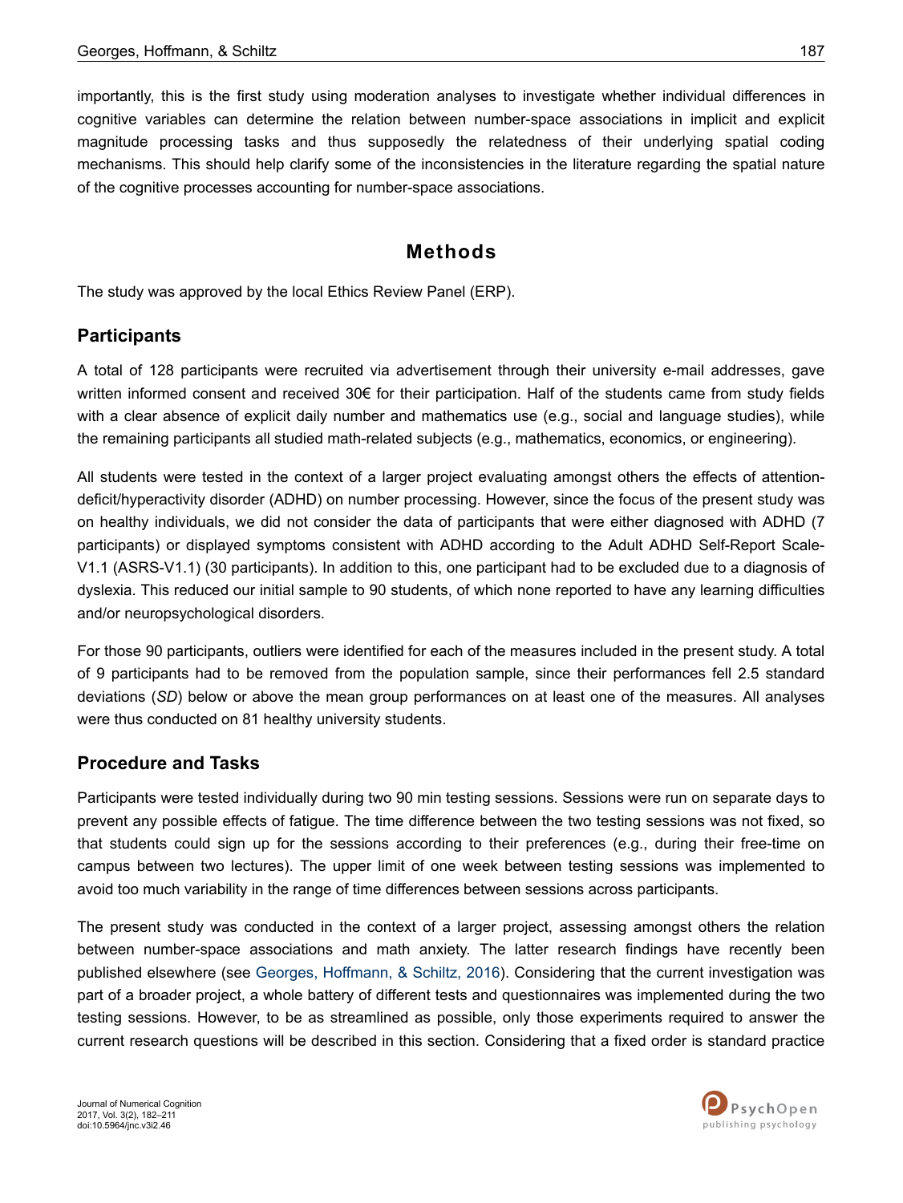importantly, this is the first study using moderation analyses to investigate whether individual differences in cognitive variables can determine the relation between number-space associations in implicit and explicit magnitude processing tasks and thus supposedly the relatedness of their underlying spatial coding mechanisms. This should help clarify some of the inconsistencies in the literature regarding the spatial nature of the cognitive processes accounting for number-space associations.

# Methods

The study was approved by the local Ethics Review Panel (ERP).

## Participants

A total of 128 participants were recruited via advertisement through their university e-mail addresses, gave written informed consent and received 30€ for their participation. Half of the students came from study fields with a clear absence of explicit daily number and mathematics use (e.g., social and language studies), while the remaining participants all studied math-related subjects (e.g., mathematics, economics, or engineering).

All students were tested in the context of a larger project evaluating amongst others the effects of attention-deficit/hyperactivity disorder (ADHD) on number processing. However, since the focus of the present study was on healthy individuals, we did not consider the data of participants that were either diagnosed with ADHD (7 participants) or displayed symptoms consistent with ADHD according to the Adult ADHD Self-Report Scale-V1.1 (ASRS-V1.1) (30 participants). In addition to this, one participant had to be excluded due to a diagnosis of dyslexia. This reduced our initial sample to 90 students, of which none reported to have any learning difficulties and/or neuropsychological disorders.

For those 90 participants, outliers were identified for each of the measures included in the present study. A total of 9 participants had to be removed from the population sample, since their performances fell 2.5 standard deviations (*SD*) below or above the mean group performances on at least one of the measures. All analyses were thus conducted on 81 healthy university students.

## Procedure and Tasks

Participants were tested individually during two 90 min testing sessions. Sessions were run on separate days to prevent any possible effects of fatigue. The time difference between the two testing sessions was not fixed, so that students could sign up for the sessions according to their preferences (e.g., during their free-time on campus between two lectures). The upper limit of one week between testing sessions was implemented to avoid too much variability in the range of time differences between sessions across participants.

The present study was conducted in the context of a larger project, assessing amongst others the relation between number-space associations and math anxiety. The latter research findings have recently been published elsewhere (see Georges, Hoffmann, & Schiltz, 2016). Considering that the current investigation was part of a broader project, a whole battery of different tests and questionnaires was implemented during the two testing sessions. However, to be as streamlined as possible, only those experiments required to answer the current research questions will be described in this section. Considering that a fixed order is standard practice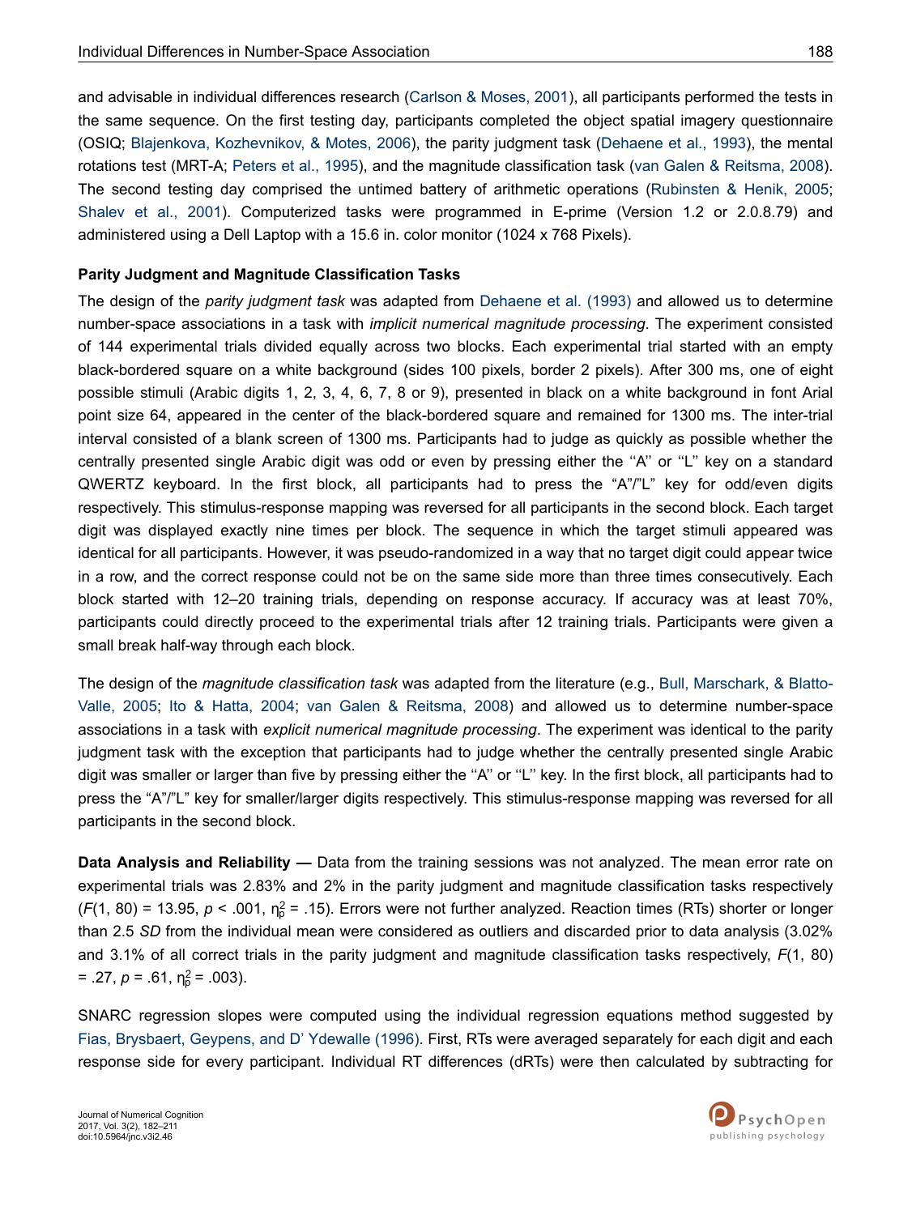and advisable in individual differences research (Carlson & Moses, 2001), all participants performed the tests in the same sequence. On the first testing day, participants completed the object spatial imagery questionnaire (OSIQ; Blajenkova, Kozhevnikov, & Motes, 2006), the parity judgment task (Dehaene et al., 1993), the mental rotations test (MRT-A; Peters et al., 1995), and the magnitude classification task (van Galen & Reitsma, 2008). The second testing day comprised the untimed battery of arithmetic operations (Rubinsten & Henik, 2005; Shalev et al., 2001). Computerized tasks were programmed in E-prime (Version 1.2 or 2.0.8.79) and administered using a Dell Laptop with a 15.6 in. color monitor (1024 x 768 Pixels).

### Parity Judgment and Magnitude Classification Tasks

The design of the *parity judgment task* was adapted from Dehaene et al. (1993) and allowed us to determine number-space associations in a task with *implicit numerical magnitude processing*. The experiment consisted of 144 experimental trials divided equally across two blocks. Each experimental trial started with an empty black-bordered square on a white background (sides 100 pixels, border 2 pixels). After 300 ms, one of eight possible stimuli (Arabic digits 1, 2, 3, 4, 6, 7, 8 or 9), presented in black on a white background in font Arial point size 64, appeared in the center of the black-bordered square and remained for 1300 ms. The inter-trial interval consisted of a blank screen of 1300 ms. Participants had to judge as quickly as possible whether the centrally presented single Arabic digit was odd or even by pressing either the ''A'' or ''L'' key on a standard QWERTZ keyboard. In the first block, all participants had to press the "A"/"L" key for odd/even digits respectively. This stimulus-response mapping was reversed for all participants in the second block. Each target digit was displayed exactly nine times per block. The sequence in which the target stimuli appeared was identical for all participants. However, it was pseudo-randomized in a way that no target digit could appear twice in a row, and the correct response could not be on the same side more than three times consecutively. Each block started with 12–20 training trials, depending on response accuracy. If accuracy was at least 70%, participants could directly proceed to the experimental trials after 12 training trials. Participants were given a small break half-way through each block.

The design of the *magnitude classification task* was adapted from the literature (e.g., Bull, Marscharк, & Blatto-Valle, 2005; Ito & Hatta, 2004; van Galen & Reitsma, 2008) and allowed us to determine number-space associations in a task with *explicit numerical magnitude processing*. The experiment was identical to the parity judgment task with the exception that participants had to judge whether the centrally presented single Arabic digit was smaller or larger than five by pressing either the ''A'' or ''L'' key. In the first block, all participants had to press the "A"/"L" key for smaller/larger digits respectively. This stimulus-response mapping was reversed for all participants in the second block.

**Data Analysis and Reliability —** Data from the training sessions was not analyzed. The mean error rate on experimental trials was 2.83% and 2% in the parity judgment and magnitude classification tasks respectively ($F(1, 80) = 13.95$, $p < .001$, $\eta_p^2 = .15$). Errors were not further analyzed. Reaction times (RTs) shorter or longer than 2.5 *SD* from the individual mean were considered as outliers and discarded prior to data analysis (3.02% and 3.1% of all correct trials in the parity judgment and magnitude classification tasks respectively, $F(1, 80) = .27$, $p = .61$, $\eta_p^2 = .003$).

SNARC regression slopes were computed using the individual regression equations method suggested by Fias, Brysbaert, Geypens, and D' Ydewalle (1996). First, RTs were averaged separately for each digit and each response side for every participant. Individual RT differences (dRTs) were then calculated by subtracting for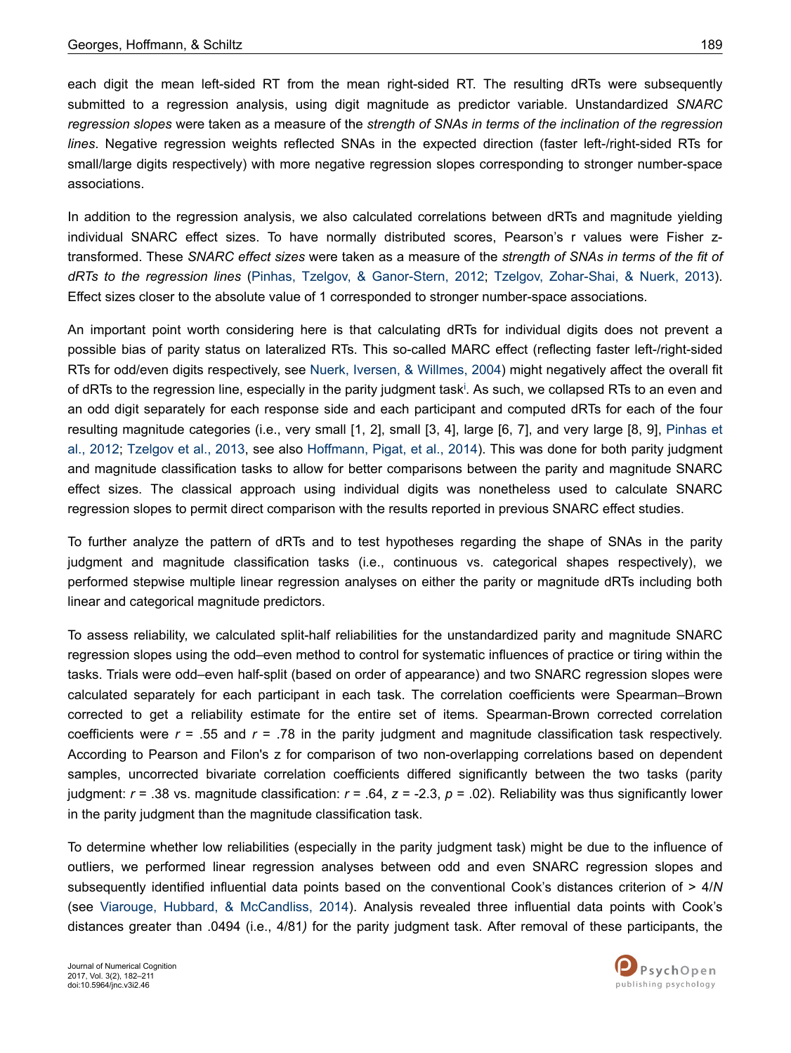each digit the mean left-sided RT from the mean right-sided RT. The resulting dRTs were subsequently submitted to a regression analysis, using digit magnitude as predictor variable. Unstandardized *SNARC regression slopes* were taken as a measure of the *strength of SNAs in terms of the inclination of the regression lines*. Negative regression weights reflected SNAs in the expected direction (faster left-/right-sided RTs for small/large digits respectively) with more negative regression slopes corresponding to stronger number-space associations.

In addition to the regression analysis, we also calculated correlations between dRTs and magnitude yielding individual SNARC effect sizes. To have normally distributed scores, Pearson's r values were Fisher z-transformed. These *SNARC effect sizes* were taken as a measure of the *strength of SNAs in terms of the fit of dRTs to the regression lines* (Pinhas, Tzelgov, & Ganor-Stern, 2012; Tzelgov, Zohar-Shai, & Nuerk, 2013). Effect sizes closer to the absolute value of 1 corresponded to stronger number-space associations.

An important point worth considering here is that calculating dRTs for individual digits does not prevent a possible bias of parity status on lateralized RTs. This so-called MARC effect (reflecting faster left-/right-sided RTs for odd/even digits respectively, see Nuerk, Iversen, & Willmes, 2004) might negatively affect the overall fit of dRTs to the regression line, especially in the parity judgment task[i]. As such, we collapsed RTs to an even and an odd digit separately for each response side and each participant and computed dRTs for each of the four resulting magnitude categories (i.e., very small [1, 2], small [3, 4], large [6, 7], and very large [8, 9], Pinhas et al., 2012; Tzelgov et al., 2013, see also Hoffmann, Pigat, et al., 2014). This was done for both parity judgment and magnitude classification tasks to allow for better comparisons between the parity and magnitude SNARC effect sizes. The classical approach using individual digits was nonetheless used to calculate SNARC regression slopes to permit direct comparison with the results reported in previous SNARC effect studies.

To further analyze the pattern of dRTs and to test hypotheses regarding the shape of SNAs in the parity judgment and magnitude classification tasks (i.e., continuous vs. categorical shapes respectively), we performed stepwise multiple linear regression analyses on either the parity or magnitude dRTs including both linear and categorical magnitude predictors.

To assess reliability, we calculated split-half reliabilities for the unstandardized parity and magnitude SNARC regression slopes using the odd–even method to control for systematic influences of practice or tiring within the tasks. Trials were odd–even half-split (based on order of appearance) and two SNARC regression slopes were calculated separately for each participant in each task. The correlation coefficients were Spearman–Brown corrected to get a reliability estimate for the entire set of items. Spearman-Brown corrected correlation coefficients were $r$ = .55 and $r$ = .78 in the parity judgment and magnitude classification task respectively. According to Pearson and Filon's z for comparison of two non-overlapping correlations based on dependent samples, uncorrected bivariate correlation coefficients differed significantly between the two tasks (parity judgment: $r$ = .38 vs. magnitude classification: $r$ = .64, $z$ = -2.3, $p$ = .02). Reliability was thus significantly lower in the parity judgment than the magnitude classification task.

To determine whether low reliabilities (especially in the parity judgment task) might be due to the influence of outliers, we performed linear regression analyses between odd and even SNARC regression slopes and subsequently identified influential data points based on the conventional Cook's distances criterion of > $4/N$ (see Viarouge, Hubbard, & McCandliss, 2014). Analysis revealed three influential data points with Cook's distances greater than .0494 (i.e., 4/81*)* for the parity judgment task. After removal of these participants, the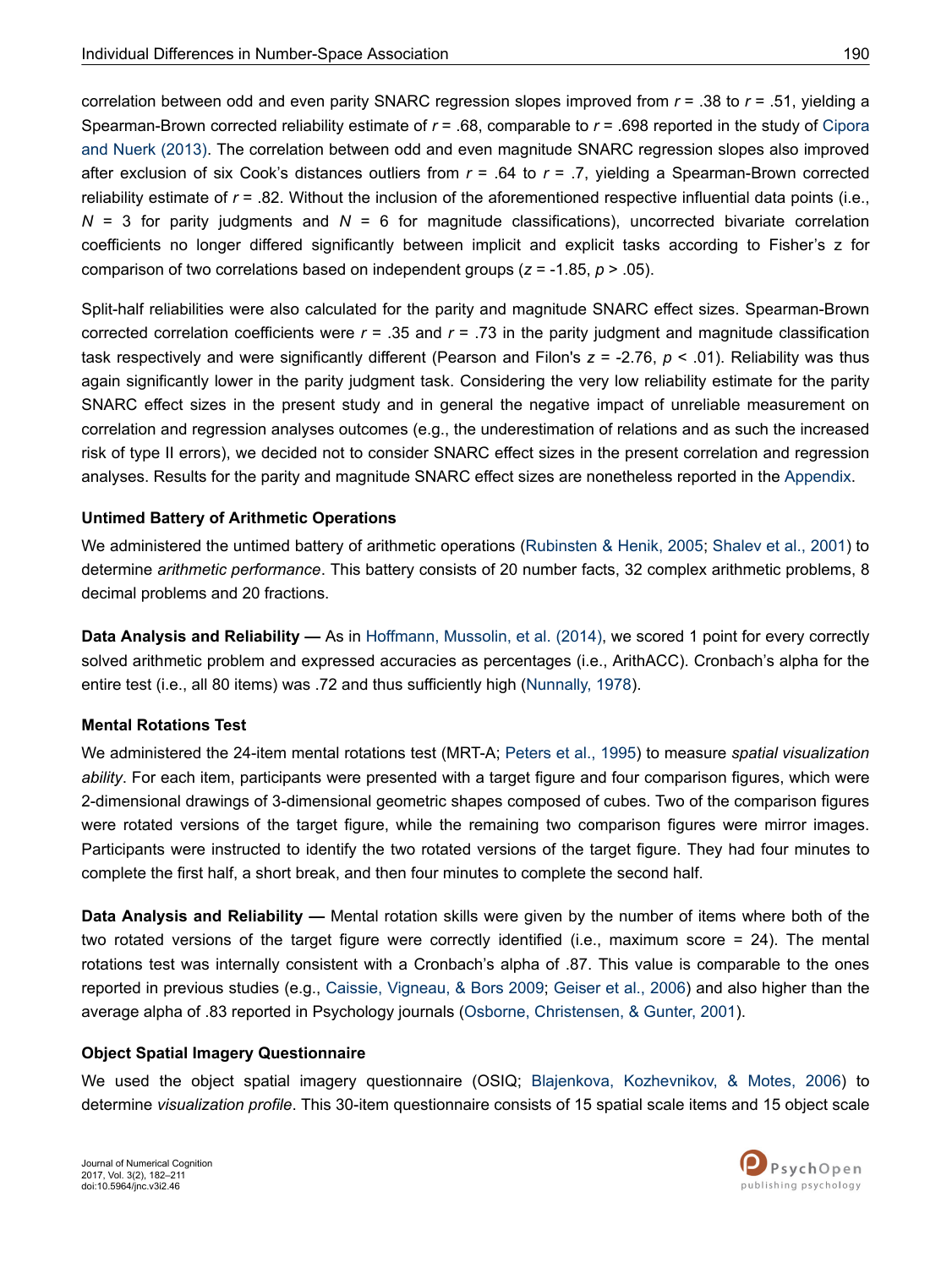correlation between odd and even parity SNARC regression slopes improved from $r$ = .38 to $r$ = .51, yielding a Spearman-Brown corrected reliability estimate of $r$ = .68, comparable to $r$ = .698 reported in the study of Cipora and Nuerk (2013). The correlation between odd and even magnitude SNARC regression slopes also improved after exclusion of six Cook's distances outliers from $r$ = .64 to $r$ = .7, yielding a Spearman-Brown corrected reliability estimate of $r$ = .82. Without the inclusion of the aforementioned respective influential data points (i.e., $N$ = 3 for parity judgments and $N$ = 6 for magnitude classifications), uncorrected bivariate correlation coefficients no longer differed significantly between implicit and explicit tasks according to Fisher's z for comparison of two correlations based on independent groups ($z$ = -1.85, $p$ > .05).

Split-half reliabilities were also calculated for the parity and magnitude SNARC effect sizes. Spearman-Brown corrected correlation coefficients were $r$ = .35 and $r$ = .73 in the parity judgment and magnitude classification task respectively and were significantly different (Pearson and Filon's $z$ = -2.76, $p$ < .01). Reliability was thus again significantly lower in the parity judgment task. Considering the very low reliability estimate for the parity SNARC effect sizes in the present study and in general the negative impact of unreliable measurement on correlation and regression analyses outcomes (e.g., the underestimation of relations and as such the increased risk of type II errors), we decided not to consider SNARC effect sizes in the present correlation and regression analyses. Results for the parity and magnitude SNARC effect sizes are nonetheless reported in the Appendix.

### Untimed Battery of Arithmetic Operations

We administered the untimed battery of arithmetic operations (Rubinsten & Henik, 2005; Shalev et al., 2001) to determine *arithmetic performance*. This battery consists of 20 number facts, 32 complex arithmetic problems, 8 decimal problems and 20 fractions.

**Data Analysis and Reliability —** As in Hoffmann, Mussolin, et al. (2014), we scored 1 point for every correctly solved arithmetic problem and expressed accuracies as percentages (i.e., ArithACC). Cronbach's alpha for the entire test (i.e., all 80 items) was .72 and thus sufficiently high (Nunnally, 1978).

### Mental Rotations Test

We administered the 24-item mental rotations test (MRT-A; Peters et al., 1995) to measure *spatial visualization ability*. For each item, participants were presented with a target figure and four comparison figures, which were 2-dimensional drawings of 3-dimensional geometric shapes composed of cubes. Two of the comparison figures were rotated versions of the target figure, while the remaining two comparison figures were mirror images. Participants were instructed to identify the two rotated versions of the target figure. They had four minutes to complete the first half, a short break, and then four minutes to complete the second half.

**Data Analysis and Reliability —** Mental rotation skills were given by the number of items where both of the two rotated versions of the target figure were correctly identified (i.e., maximum score = 24). The mental rotations test was internally consistent with a Cronbach's alpha of .87. This value is comparable to the ones reported in previous studies (e.g., Caissie, Vigneau, & Bors 2009; Geiser et al., 2006) and also higher than the average alpha of .83 reported in Psychology journals (Osborne, Christensen, & Gunter, 2001).

### Object Spatial Imagery Questionnaire

We used the object spatial imagery questionnaire (OSIQ; Blajenkova, Kozhevnikov, & Motes, 2006) to determine *visualization profile*. This 30-item questionnaire consists of 15 spatial scale items and 15 object scale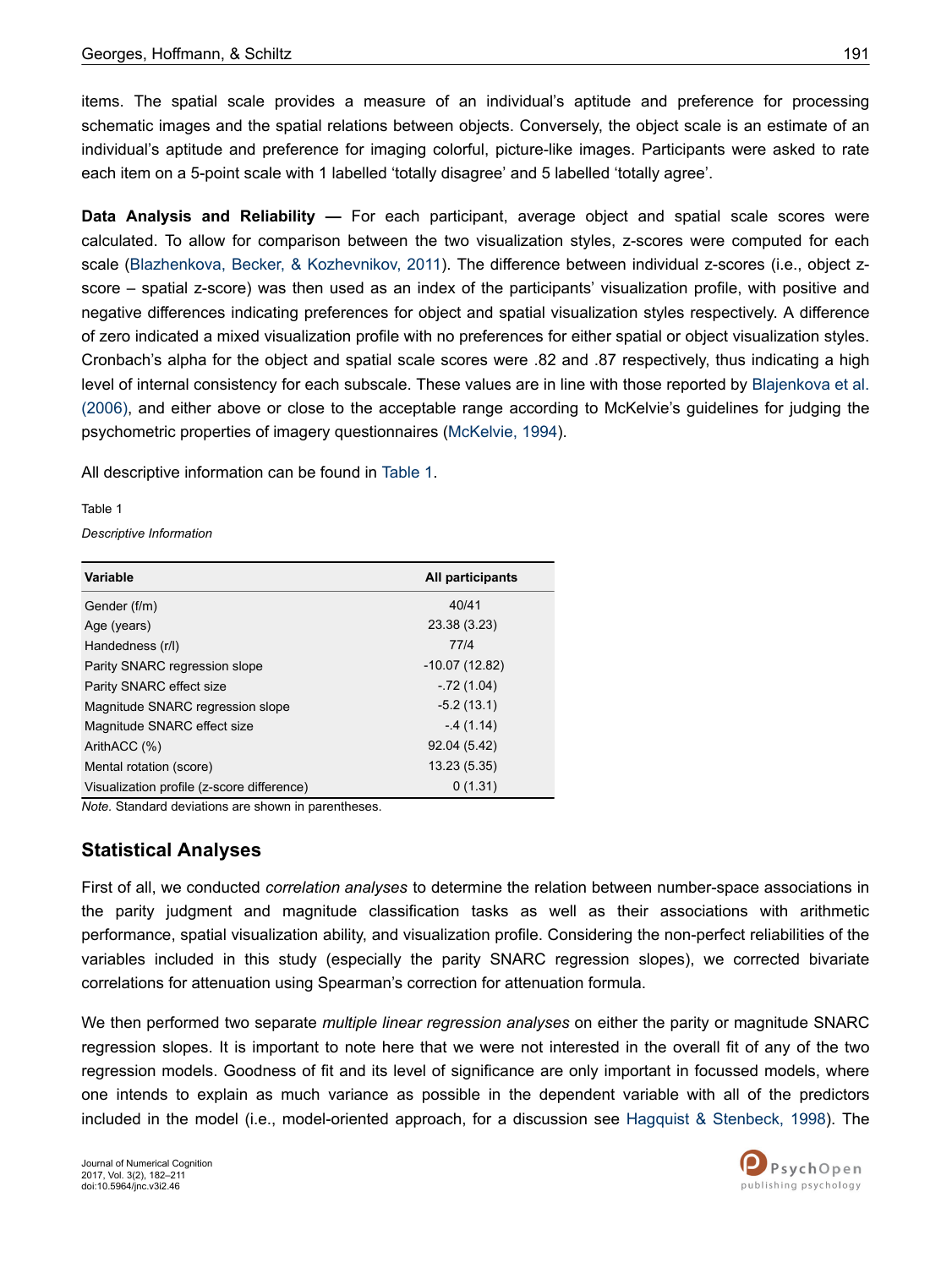items. The spatial scale provides a measure of an individual's aptitude and preference for processing schematic images and the spatial relations between objects. Conversely, the object scale is an estimate of an individual's aptitude and preference for imaging colorful, picture-like images. Participants were asked to rate each item on a 5-point scale with 1 labelled 'totally disagree' and 5 labelled 'totally agree'.

**Data Analysis and Reliability —** For each participant, average object and spatial scale scores were calculated. To allow for comparison between the two visualization styles, z-scores were computed for each scale (Blazhenkova, Becker, & Kozhevnikov, 2011). The difference between individual z-scores (i.e., object z-score – spatial z-score) was then used as an index of the participants' visualization profile, with positive and negative differences indicating preferences for object and spatial visualization styles respectively. A difference of zero indicated a mixed visualization profile with no preferences for either spatial or object visualization styles. Cronbach's alpha for the object and spatial scale scores were .82 and .87 respectively, thus indicating a high level of internal consistency for each subscale. These values are in line with those reported by Blajenkova et al. (2006), and either above or close to the acceptable range according to McKelvie's guidelines for judging the psychometric properties of imagery questionnaires (McKelvie, 1994).

All descriptive information can be found in Table 1.

Table 1

*Descriptive Information*

| Variable | All participants |
|---|---|
| Gender (f/m) | 40/41 |
| Age (years) | 23.38 (3.23) |
| Handedness (r/l) | 77/4 |
| Parity SNARC regression slope | -10.07 (12.82) |
| Parity SNARC effect size | -.72 (1.04) |
| Magnitude SNARC regression slope | -5.2 (13.1) |
| Magnitude SNARC effect size | -.4 (1.14) |
| ArithACC (%) | 92.04 (5.42) |
| Mental rotation (score) | 13.23 (5.35) |
| Visualization profile (z-score difference) | 0 (1.31) |

*Note.* Standard deviations are shown in parentheses.

## Statistical Analyses

First of all, we conducted *correlation analyses* to determine the relation between number-space associations in the parity judgment and magnitude classification tasks as well as their associations with arithmetic performance, spatial visualization ability, and visualization profile. Considering the non-perfect reliabilities of the variables included in this study (especially the parity SNARC regression slopes), we corrected bivariate correlations for attenuation using Spearman's correction for attenuation formula.

We then performed two separate *multiple linear regression analyses* on either the parity or magnitude SNARC regression slopes. It is important to note here that we were not interested in the overall fit of any of the two regression models. Goodness of fit and its level of significance are only important in focussed models, where one intends to explain as much variance as possible in the dependent variable with all of the predictors included in the model (i.e., model-oriented approach, for a discussion see Hagquist & Stenbeck, 1998). The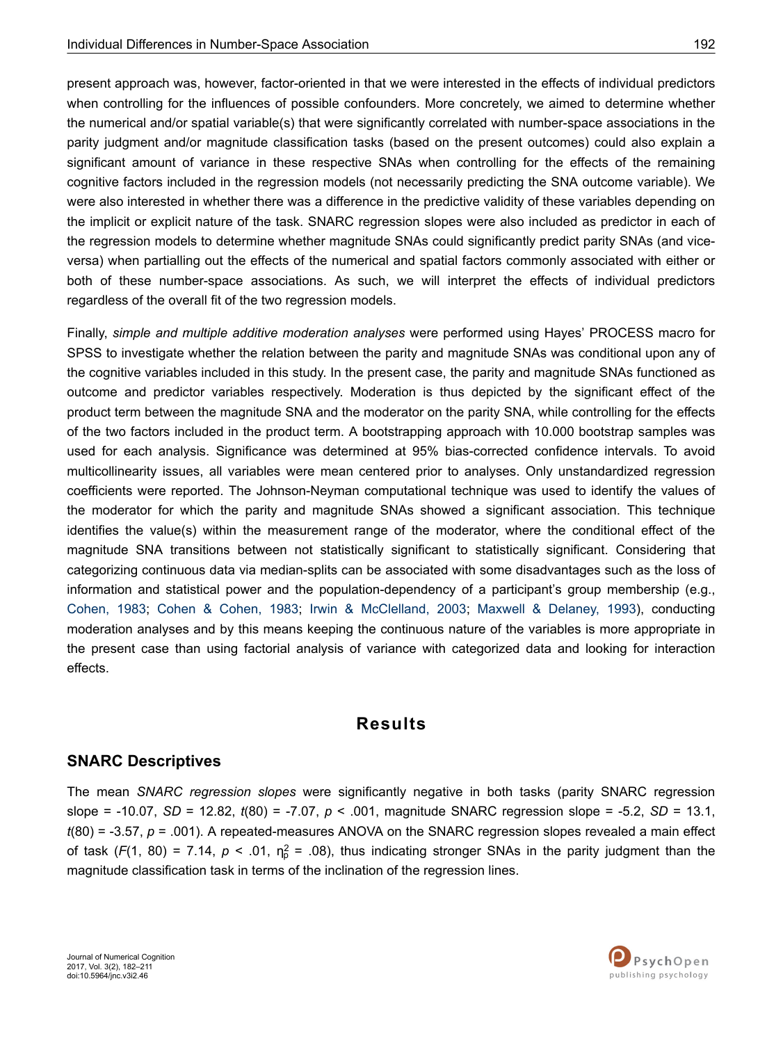present approach was, however, factor-oriented in that we were interested in the effects of individual predictors when controlling for the influences of possible confounders. More concretely, we aimed to determine whether the numerical and/or spatial variable(s) that were significantly correlated with number-space associations in the parity judgment and/or magnitude classification tasks (based on the present outcomes) could also explain a significant amount of variance in these respective SNAs when controlling for the effects of the remaining cognitive factors included in the regression models (not necessarily predicting the SNA outcome variable). We were also interested in whether there was a difference in the predictive validity of these variables depending on the implicit or explicit nature of the task. SNARC regression slopes were also included as predictor in each of the regression models to determine whether magnitude SNAs could significantly predict parity SNAs (and vice-versa) when partialling out the effects of the numerical and spatial factors commonly associated with either or both of these number-space associations. As such, we will interpret the effects of individual predictors regardless of the overall fit of the two regression models.

Finally, *simple and multiple additive moderation analyses* were performed using Hayes' PROCESS macro for SPSS to investigate whether the relation between the parity and magnitude SNAs was conditional upon any of the cognitive variables included in this study. In the present case, the parity and magnitude SNAs functioned as outcome and predictor variables respectively. Moderation is thus depicted by the significant effect of the product term between the magnitude SNA and the moderator on the parity SNA, while controlling for the effects of the two factors included in the product term. A bootstrapping approach with 10.000 bootstrap samples was used for each analysis. Significance was determined at 95% bias-corrected confidence intervals. To avoid multicollinearity issues, all variables were mean centered prior to analyses. Only unstandardized regression coefficients were reported. The Johnson-Neyman computational technique was used to identify the values of the moderator for which the parity and magnitude SNAs showed a significant association. This technique identifies the value(s) within the measurement range of the moderator, where the conditional effect of the magnitude SNA transitions between not statistically significant to statistically significant. Considering that categorizing continuous data via median-splits can be associated with some disadvantages such as the loss of information and statistical power and the population-dependency of a participant's group membership (e.g., Cohen, 1983; Cohen & Cohen, 1983; Irwin & McClelland, 2003; Maxwell & Delaney, 1993), conducting moderation analyses and by this means keeping the continuous nature of the variables is more appropriate in the present case than using factorial analysis of variance with categorized data and looking for interaction effects.

# Results

## SNARC Descriptives

The mean *SNARC regression slopes* were significantly negative in both tasks (parity SNARC regression slope = -10.07, $SD$ = 12.82, $t(80)$ = -7.07, $p$ < .001, magnitude SNARC regression slope = -5.2, $SD$ = 13.1, $t(80)$ = -3.57, $p$ = .001). A repeated-measures ANOVA on the SNARC regression slopes revealed a main effect of task ($F(1, 80)$ = 7.14, $p$ < .01, $\eta_p^2$ = .08), thus indicating stronger SNAs in the parity judgment than the magnitude classification task in terms of the inclination of the regression lines.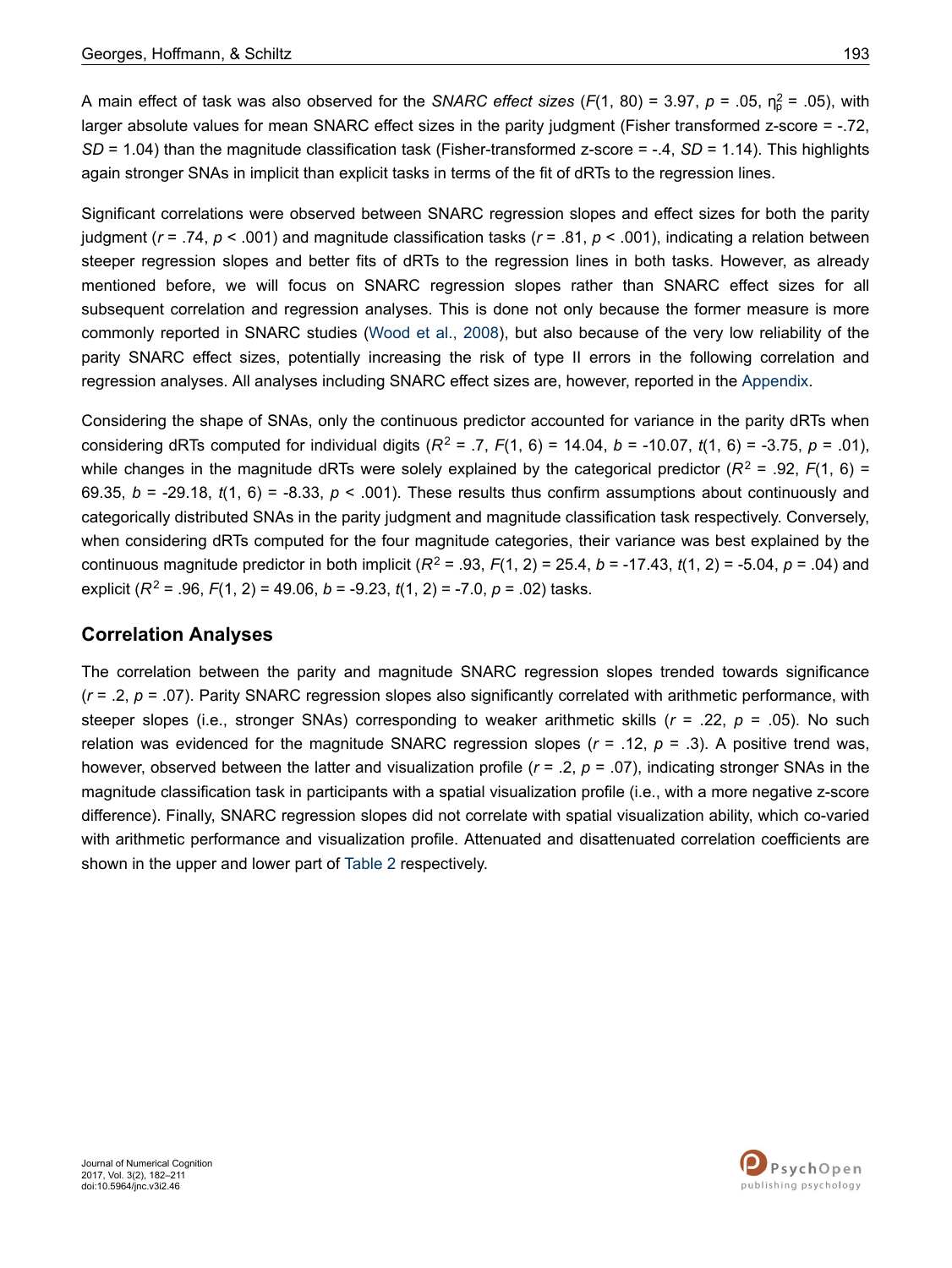A main effect of task was also observed for the *SNARC effect sizes* ($F(1, 80) = 3.97$, $p = .05$, $\eta_p^2 = .05$), with larger absolute values for mean SNARC effect sizes in the parity judgment (Fisher transformed z-score = -.72, $SD = 1.04$) than the magnitude classification task (Fisher-transformed z-score = -.4, $SD = 1.14$). This highlights again stronger SNAs in implicit than explicit tasks in terms of the fit of dRTs to the regression lines.

Significant correlations were observed between SNARC regression slopes and effect sizes for both the parity judgment ($r = .74$, $p < .001$) and magnitude classification tasks ($r = .81$, $p < .001$), indicating a relation between steeper regression slopes and better fits of dRTs to the regression lines in both tasks. However, as already mentioned before, we will focus on SNARC regression slopes rather than SNARC effect sizes for all subsequent correlation and regression analyses. This is done not only because the former measure is more commonly reported in SNARC studies (Wood et al., 2008), but also because of the very low reliability of the parity SNARC effect sizes, potentially increasing the risk of type II errors in the following correlation and regression analyses. All analyses including SNARC effect sizes are, however, reported in the Appendix.

Considering the shape of SNAs, only the continuous predictor accounted for variance in the parity dRTs when considering dRTs computed for individual digits ($R^2 = .7$, $F(1, 6) = 14.04$, $b = -10.07$, $t(1, 6) = -3.75$, $p = .01$), while changes in the magnitude dRTs were solely explained by the categorical predictor ($R^2 = .92$, $F(1, 6) = 69.35$, $b = -29.18$, $t(1, 6) = -8.33$, $p < .001$). These results thus confirm assumptions about continuously and categorically distributed SNAs in the parity judgment and magnitude classification task respectively. Conversely, when considering dRTs computed for the four magnitude categories, their variance was best explained by the continuous magnitude predictor in both implicit ($R^2 = .93$, $F(1, 2) = 25.4$, $b = -17.43$, $t(1, 2) = -5.04$, $p = .04$) and explicit ($R^2 = .96$, $F(1, 2) = 49.06$, $b = -9.23$, $t(1, 2) = -7.0$, $p = .02$) tasks.

## Correlation Analyses

The correlation between the parity and magnitude SNARC regression slopes trended towards significance ($r = .2$, $p = .07$). Parity SNARC regression slopes also significantly correlated with arithmetic performance, with steeper slopes (i.e., stronger SNAs) corresponding to weaker arithmetic skills ($r = .22$, $p = .05$). No such relation was evidenced for the magnitude SNARC regression slopes ($r = .12$, $p = .3$). A positive trend was, however, observed between the latter and visualization profile ($r = .2$, $p = .07$), indicating stronger SNAs in the magnitude classification task in participants with a spatial visualization profile (i.e., with a more negative z-score difference). Finally, SNARC regression slopes did not correlate with spatial visualization ability, which co-varied with arithmetic performance and visualization profile. Attenuated and disattenuated correlation coefficients are shown in the upper and lower part of Table 2 respectively.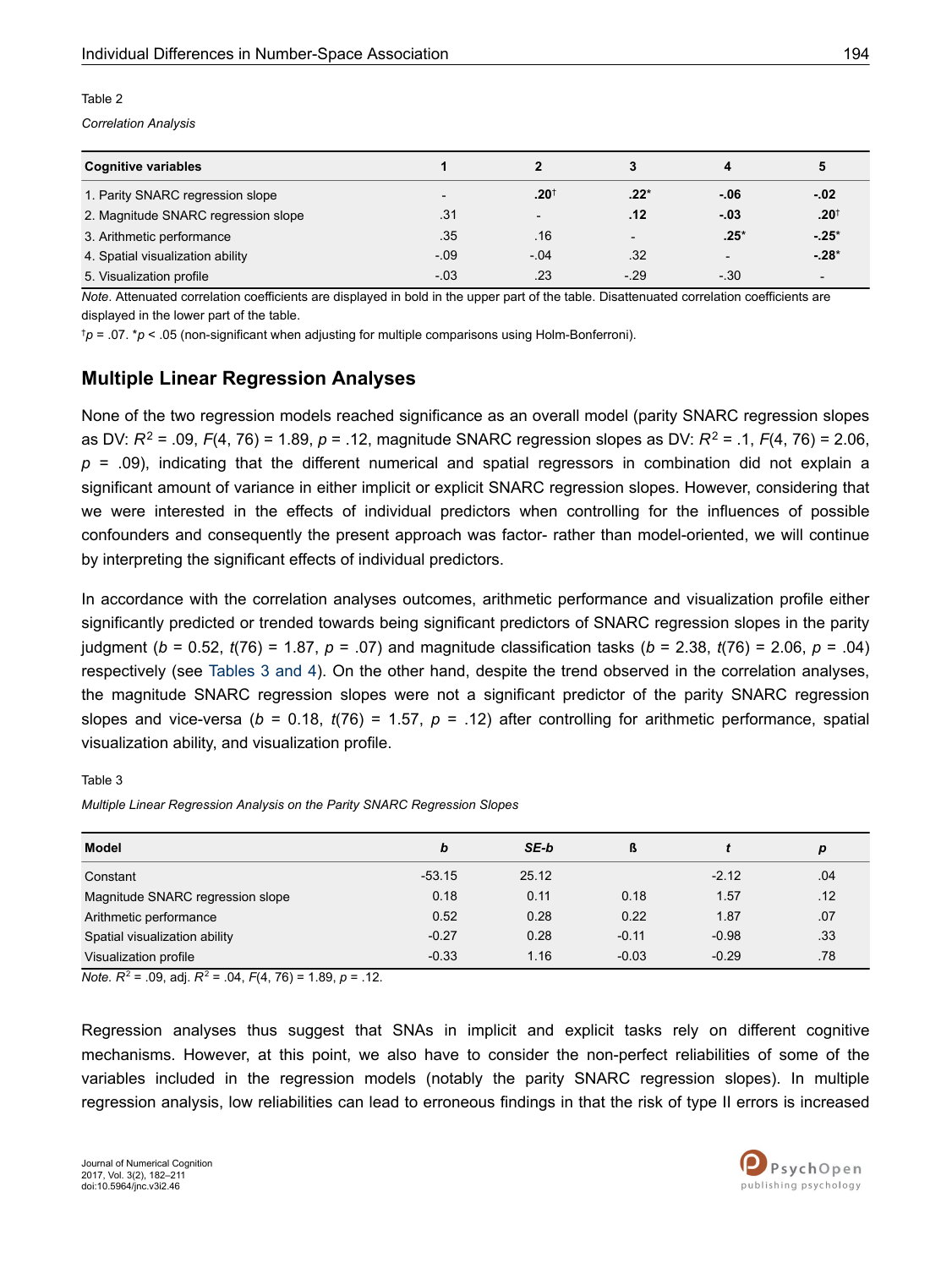Table 2

*Correlation Analysis*

| Cognitive variables | 1 | 2 | 3 | 4 | 5 |
|---|---|---|---|---|---|
| 1. Parity SNARC regression slope | - | **.20**† | **.22***  | **-.06** | **-.02** |
| 2. Magnitude SNARC regression slope | .31 | - | **.12** | **-.03** | **.20**† |
| 3. Arithmetic performance | .35 | .16 | - | **.25*** | **-.25*** |
| 4. Spatial visualization ability | -.09 | -.04 | .32 | - | **-.28*** |
| 5. Visualization profile | -.03 | .23 | -.29 | -.30 | - |

*Note.* Attenuated correlation coefficients are displayed in bold in the upper part of the table. Disattenuated correlation coefficients are displayed in the lower part of the table.

†$p$ = .07. *$p$ < .05 (non-significant when adjusting for multiple comparisons using Holm-Bonferroni).

## Multiple Linear Regression Analyses

None of the two regression models reached significance as an overall model (parity SNARC regression slopes as DV: $R^2$ = .09, $F(4, 76)$ = 1.89, $p$ = .12, magnitude SNARC regression slopes as DV: $R^2$ = .1, $F(4, 76)$ = 2.06, $p$ = .09), indicating that the different numerical and spatial regressors in combination did not explain a significant amount of variance in either implicit or explicit SNARC regression slopes. However, considering that we were interested in the effects of individual predictors when controlling for the influences of possible confounders and consequently the present approach was factor- rather than model-oriented, we will continue by interpreting the significant effects of individual predictors.

In accordance with the correlation analyses outcomes, arithmetic performance and visualization profile either significantly predicted or trended towards being significant predictors of SNARC regression slopes in the parity judgment ($b$ = 0.52, $t(76)$ = 1.87, $p$ = .07) and magnitude classification tasks ($b$ = 2.38, $t(76)$ = 2.06, $p$ = .04) respectively (see Tables 3 and 4). On the other hand, despite the trend observed in the correlation analyses, the magnitude SNARC regression slopes were not a significant predictor of the parity SNARC regression slopes and vice-versa ($b$ = 0.18, $t(76)$ = 1.57, $p$ = .12) after controlling for arithmetic performance, spatial visualization ability, and visualization profile.

Table 3

*Multiple Linear Regression Analysis on the Parity SNARC Regression Slopes*

| Model | *b* | *SE-b* | ß | *t* | *p* |
|---|---|---|---|---|---|
| Constant | -53.15 | 25.12 | | -2.12 | .04 |
| Magnitude SNARC regression slope | 0.18 | 0.11 | 0.18 | 1.57 | .12 |
| Arithmetic performance | 0.52 | 0.28 | 0.22 | 1.87 | .07 |
| Spatial visualization ability | -0.27 | 0.28 | -0.11 | -0.98 | .33 |
| Visualization profile | -0.33 | 1.16 | -0.03 | -0.29 | .78 |

*Note.* $R^2$ = .09, adj. $R^2$ = .04, $F(4, 76)$ = 1.89, $p$ = .12.

Regression analyses thus suggest that SNAs in implicit and explicit tasks rely on different cognitive mechanisms. However, at this point, we also have to consider the non-perfect reliabilities of some of the variables included in the regression models (notably the parity SNARC regression slopes). In multiple regression analysis, low reliabilities can lead to erroneous findings in that the risk of type II errors is increased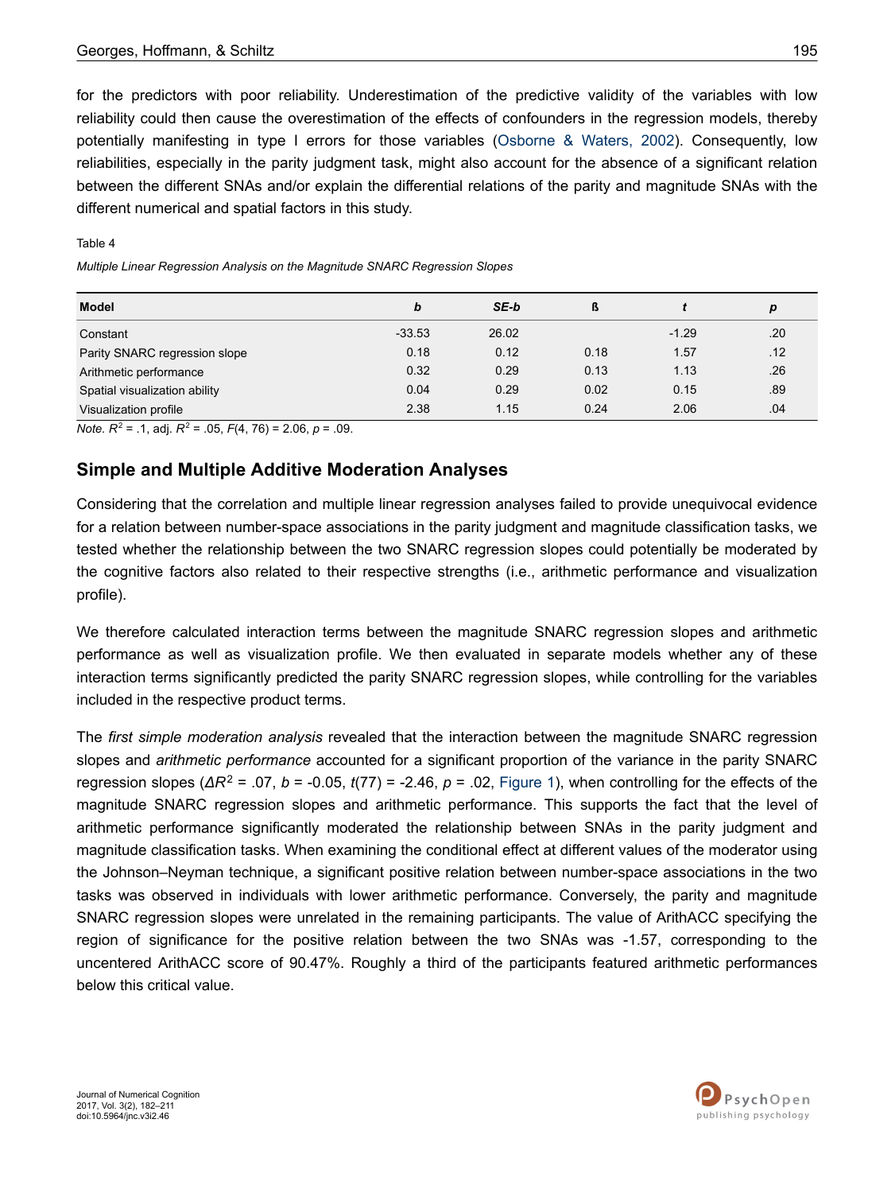for the predictors with poor reliability. Underestimation of the predictive validity of the variables with low reliability could then cause the overestimation of the effects of confounders in the regression models, thereby potentially manifesting in type I errors for those variables (Osborne & Waters, 2002). Consequently, low reliabilities, especially in the parity judgment task, might also account for the absence of a significant relation between the different SNAs and/or explain the differential relations of the parity and magnitude SNAs with the different numerical and spatial factors in this study.

Table 4

*Multiple Linear Regression Analysis on the Magnitude SNARC Regression Slopes*

| Model | *b* | *SE-b* | ß | *t* | *p* |
|---|---|---|---|---|---|
| Constant | -33.53 | 26.02 | | -1.29 | .20 |
| Parity SNARC regression slope | 0.18 | 0.12 | 0.18 | 1.57 | .12 |
| Arithmetic performance | 0.32 | 0.29 | 0.13 | 1.13 | .26 |
| Spatial visualization ability | 0.04 | 0.29 | 0.02 | 0.15 | .89 |
| Visualization profile | 2.38 | 1.15 | 0.24 | 2.06 | .04 |

*Note.* $R^2$ = .1, adj. $R^2$ = .05, $F(4, 76)$ = 2.06, $p$ = .09.

## Simple and Multiple Additive Moderation Analyses

Considering that the correlation and multiple linear regression analyses failed to provide unequivocal evidence for a relation between number-space associations in the parity judgment and magnitude classification tasks, we tested whether the relationship between the two SNARC regression slopes could potentially be moderated by the cognitive factors also related to their respective strengths (i.e., arithmetic performance and visualization profile).

We therefore calculated interaction terms between the magnitude SNARC regression slopes and arithmetic performance as well as visualization profile. We then evaluated in separate models whether any of these interaction terms significantly predicted the parity SNARC regression slopes, while controlling for the variables included in the respective product terms.

The *first simple moderation analysis* revealed that the interaction between the magnitude SNARC regression slopes and *arithmetic performance* accounted for a significant proportion of the variance in the parity SNARC regression slopes ($\Delta R^2$ = .07, $b$ = -0.05, $t(77)$ = -2.46, $p$ = .02, Figure 1), when controlling for the effects of the magnitude SNARC regression slopes and arithmetic performance. This supports the fact that the level of arithmetic performance significantly moderated the relationship between SNAs in the parity judgment and magnitude classification tasks. When examining the conditional effect at different values of the moderator using the Johnson–Neyman technique, a significant positive relation between number-space associations in the two tasks was observed in individuals with lower arithmetic performance. Conversely, the parity and magnitude SNARC regression slopes were unrelated in the remaining participants. The value of ArithACC specifying the region of significance for the positive relation between the two SNAs was -1.57, corresponding to the uncentered ArithACC score of 90.47%. Roughly a third of the participants featured arithmetic performances below this critical value.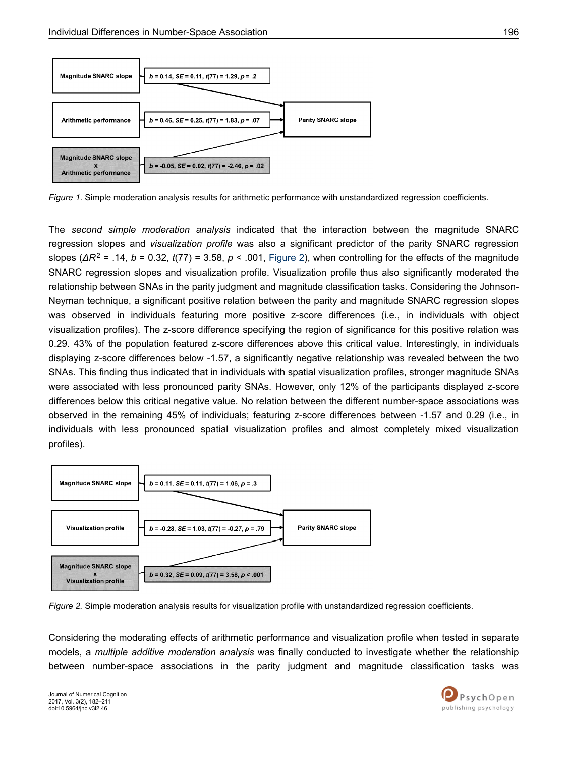| Predictor | Coefficient |
|---|---|
| Magnitude SNARC slope | $b = 0.14$, $SE = 0.11$, $t(77) = 1.29$, $p = .2$ |
| Arithmetic performance | $b = 0.46$, $SE = 0.25$, $t(77) = 1.83$, $p = .07$ |
| Magnitude SNARC slope x Arithmetic performance | $b = -0.05$, $SE = 0.02$, $t(77) = -2.46$, $p = .02$ |

Outcome: Parity SNARC slope

*Figure 1.* Simple moderation analysis results for arithmetic performance with unstandardized regression coefficients.

The *second simple moderation analysis* indicated that the interaction between the magnitude SNARC regression slopes and *visualization profile* was also a significant predictor of the parity SNARC regression slopes ($\Delta R^2 = .14$, $b = 0.32$, $t(77) = 3.58$, $p < .001$, Figure 2), when controlling for the effects of the magnitude SNARC regression slopes and visualization profile. Visualization profile thus also significantly moderated the relationship between SNAs in the parity judgment and magnitude classification tasks. Considering the Johnson-Neyman technique, a significant positive relation between the parity and magnitude SNARC regression slopes was observed in individuals featuring more positive z-score differences (i.e., in individuals with object visualization profiles). The z-score difference specifying the region of significance for this positive relation was 0.29. 43% of the population featured z-score differences above this critical value. Interestingly, in individuals displaying z-score differences below -1.57, a significantly negative relationship was revealed between the two SNAs. This finding thus indicated that in individuals with spatial visualization profiles, stronger magnitude SNAs were associated with less pronounced parity SNAs. However, only 12% of the participants displayed z-score differences below this critical negative value. No relation between the different number-space associations was observed in the remaining 45% of individuals; featuring z-score differences between -1.57 and 0.29 (i.e., in individuals with less pronounced spatial visualization profiles and almost completely mixed visualization profiles).

| Predictor | Coefficient |
|---|---|
| Magnitude SNARC slope | $b = 0.11$, $SE = 0.11$, $t(77) = 1.06$, $p = .3$ |
| Visualization profile | $b = -0.28$, $SE = 1.03$, $t(77) = -0.27$, $p = .79$ |
| Magnitude SNARC slope x Visualization profile | $b = 0.32$, $SE = 0.09$, $t(77) = 3.58$, $p < .001$ |

Outcome: Parity SNARC slope

*Figure 2.* Simple moderation analysis results for visualization profile with unstandardized regression coefficients.

Considering the moderating effects of arithmetic performance and visualization profile when tested in separate models, a *multiple additive moderation analysis* was finally conducted to investigate whether the relationship between number-space associations in the parity judgment and magnitude classification tasks was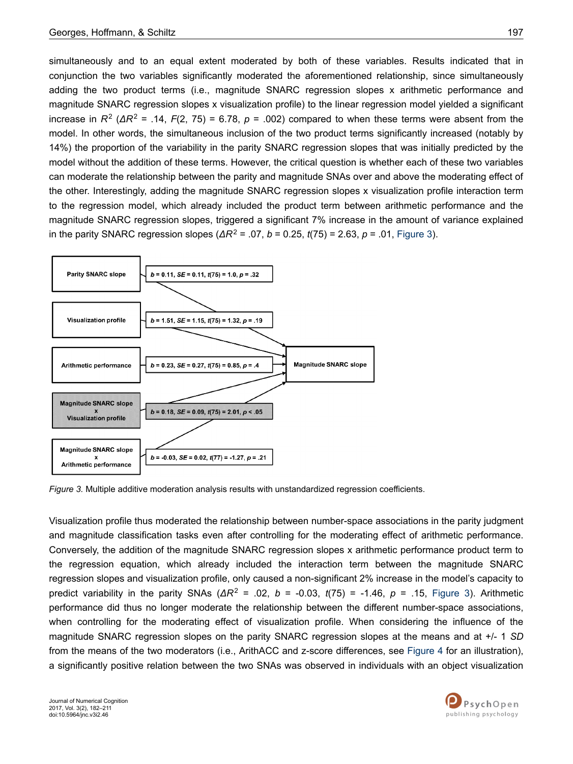simultaneously and to an equal extent moderated by both of these variables. Results indicated that in conjunction the two variables significantly moderated the aforementioned relationship, since simultaneously adding the two product terms (i.e., magnitude SNARC regression slopes x arithmetic performance and magnitude SNARC regression slopes x visualization profile) to the linear regression model yielded a significant increase in $R^2$ ($\Delta R^2$ = .14, $F(2, 75)$ = 6.78, $p$ = .002) compared to when these terms were absent from the model. In other words, the simultaneous inclusion of the two product terms significantly increased (notably by 14%) the proportion of the variability in the parity SNARC regression slopes that was initially predicted by the model without the addition of these terms. However, the critical question is whether each of these two variables can moderate the relationship between the parity and magnitude SNAs over and above the moderating effect of the other. Interestingly, adding the magnitude SNARC regression slopes x visualization profile interaction term to the regression model, which already included the product term between arithmetic performance and the magnitude SNARC regression slopes, triggered a significant 7% increase in the amount of variance explained in the parity SNARC regression slopes ($\Delta R^2$ = .07, $b$ = 0.25, $t(75)$ = 2.63, $p$ = .01, Figure 3).

| Predictor | Coefficient |
| --- | --- |
| Parity SNARC slope | $b$ = 0.11, $SE$ = 0.11, $t(75)$ = 1.0, $p$ = .32 |
| Visualization profile | $b$ = 1.51, $SE$ = 1.15, $t(75)$ = 1.32, $p$ = .19 |
| Arithmetic performance | $b$ = 0.23, $SE$ = 0.27, $t(75)$ = 0.85, $p$ = .4 |
| Magnitude SNARC slope x Visualization profile | $b$ = 0.18, $SE$ = 0.09, $t(75)$ = 2.01, $p$ < .05 |
| Magnitude SNARC slope x Arithmetic performance | $b$ = -0.03, $SE$ = 0.02, $t(77)$ = -1.27, $p$ = .21 |

Outcome: Magnitude SNARC slope

*Figure 3.* Multiple additive moderation analysis results with unstandardized regression coefficients.

Visualization profile thus moderated the relationship between number-space associations in the parity judgment and magnitude classification tasks even after controlling for the moderating effect of arithmetic performance. Conversely, the addition of the magnitude SNARC regression slopes x arithmetic performance product term to the regression equation, which already included the interaction term between the magnitude SNARC regression slopes and visualization profile, only caused a non-significant 2% increase in the model's capacity to predict variability in the parity SNAs ($\Delta R^2$ = .02, $b$ = -0.03, $t(75)$ = -1.46, $p$ = .15, Figure 3). Arithmetic performance did thus no longer moderate the relationship between the different number-space associations, when controlling for the moderating effect of visualization profile. When considering the influence of the magnitude SNARC regression slopes on the parity SNARC regression slopes at the means and at +/- 1 *SD* from the means of the two moderators (i.e., ArithACC and z-score differences, see Figure 4 for an illustration), a significantly positive relation between the two SNAs was observed in individuals with an object visualization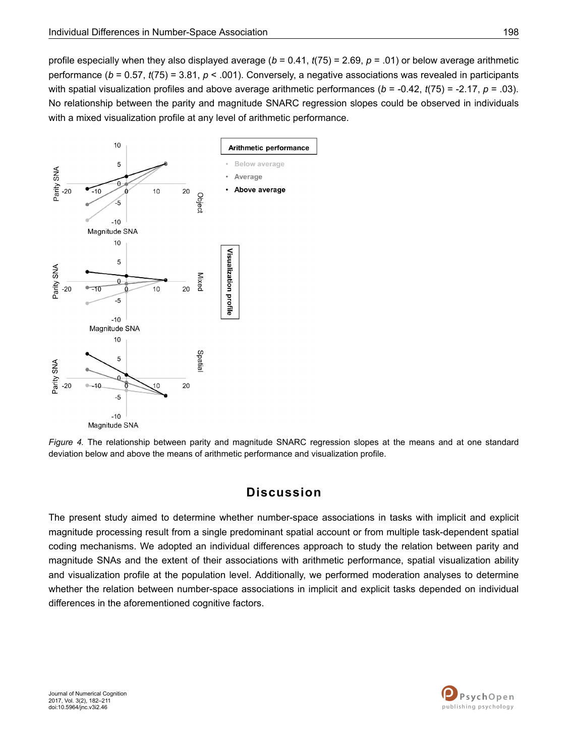profile especially when they also displayed average ($b$ = 0.41, $t(75)$ = 2.69, $p$ = .01) or below average arithmetic performance ($b$ = 0.57, $t(75)$ = 3.81, $p$ < .001). Conversely, a negative associations was revealed in participants with spatial visualization profiles and above average arithmetic performances ($b$ = -0.42, $t(75)$ = -2.17, $p$ = .03). No relationship between the parity and magnitude SNARC regression slopes could be observed in individuals with a mixed visualization profile at any level of arithmetic performance.

*Figure 4.* The relationship between parity and magnitude SNARC regression slopes at the means and at one standard deviation below and above the means of arithmetic performance and visualization profile.

# Discussion

The present study aimed to determine whether number-space associations in tasks with implicit and explicit magnitude processing result from a single predominant spatial account or from multiple task-dependent spatial coding mechanisms. We adopted an individual differences approach to study the relation between parity and magnitude SNAs and the extent of their associations with arithmetic performance, spatial visualization ability and visualization profile at the population level. Additionally, we performed moderation analyses to determine whether the relation between number-space associations in implicit and explicit tasks depended on individual differences in the aforementioned cognitive factors.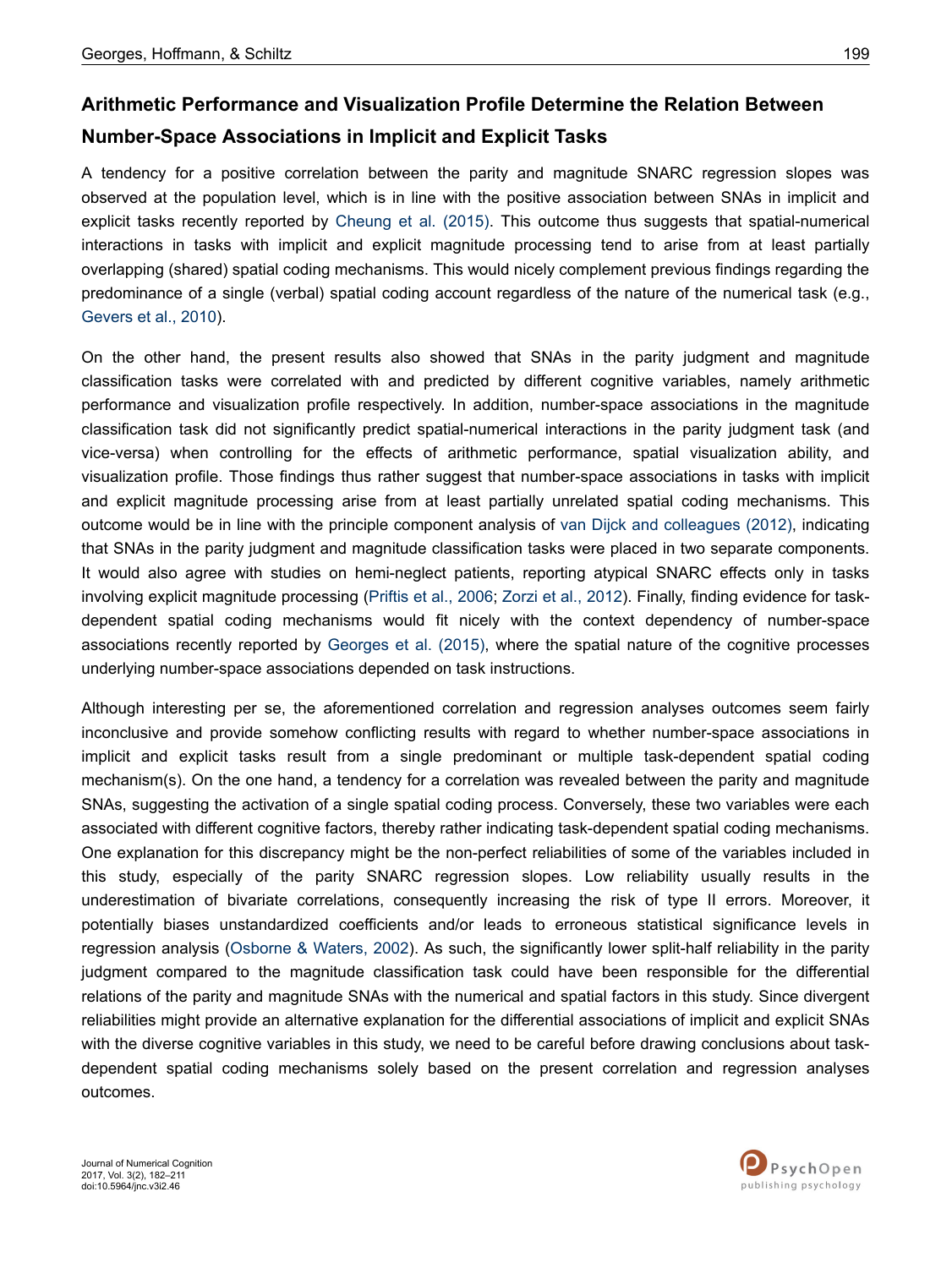### Arithmetic Performance and Visualization Profile Determine the Relation Between Number-Space Associations in Implicit and Explicit Tasks

A tendency for a positive correlation between the parity and magnitude SNARC regression slopes was observed at the population level, which is in line with the positive association between SNAs in implicit and explicit tasks recently reported by Cheung et al. (2015). This outcome thus suggests that spatial-numerical interactions in tasks with implicit and explicit magnitude processing tend to arise from at least partially overlapping (shared) spatial coding mechanisms. This would nicely complement previous findings regarding the predominance of a single (verbal) spatial coding account regardless of the nature of the numerical task (e.g., Gevers et al., 2010).

On the other hand, the present results also showed that SNAs in the parity judgment and magnitude classification tasks were correlated with and predicted by different cognitive variables, namely arithmetic performance and visualization profile respectively. In addition, number-space associations in the magnitude classification task did not significantly predict spatial-numerical interactions in the parity judgment task (and vice-versa) when controlling for the effects of arithmetic performance, spatial visualization ability, and visualization profile. Those findings thus rather suggest that number-space associations in tasks with implicit and explicit magnitude processing arise from at least partially unrelated spatial coding mechanisms. This outcome would be in line with the principle component analysis of van Dijck and colleagues (2012), indicating that SNAs in the parity judgment and magnitude classification tasks were placed in two separate components. It would also agree with studies on hemi-neglect patients, reporting atypical SNARC effects only in tasks involving explicit magnitude processing (Priftis et al., 2006; Zorzi et al., 2012). Finally, finding evidence for task-dependent spatial coding mechanisms would fit nicely with the context dependency of number-space associations recently reported by Georges et al. (2015), where the spatial nature of the cognitive processes underlying number-space associations depended on task instructions.

Although interesting per se, the aforementioned correlation and regression analyses outcomes seem fairly inconclusive and provide somehow conflicting results with regard to whether number-space associations in implicit and explicit tasks result from a single predominant or multiple task-dependent spatial coding mechanism(s). On the one hand, a tendency for a correlation was revealed between the parity and magnitude SNAs, suggesting the activation of a single spatial coding process. Conversely, these two variables were each associated with different cognitive factors, thereby rather indicating task-dependent spatial coding mechanisms. One explanation for this discrepancy might be the non-perfect reliabilities of some of the variables included in this study, especially of the parity SNARC regression slopes. Low reliability usually results in the underestimation of bivariate correlations, consequently increasing the risk of type II errors. Moreover, it potentially biases unstandardized coefficients and/or leads to erroneous statistical significance levels in regression analysis (Osborne & Waters, 2002). As such, the significantly lower split-half reliability in the parity judgment compared to the magnitude classification task could have been responsible for the differential relations of the parity and magnitude SNAs with the numerical and spatial factors in this study. Since divergent reliabilities might provide an alternative explanation for the differential associations of implicit and explicit SNAs with the diverse cognitive variables in this study, we need to be careful before drawing conclusions about task-dependent spatial coding mechanisms solely based on the present correlation and regression analyses outcomes.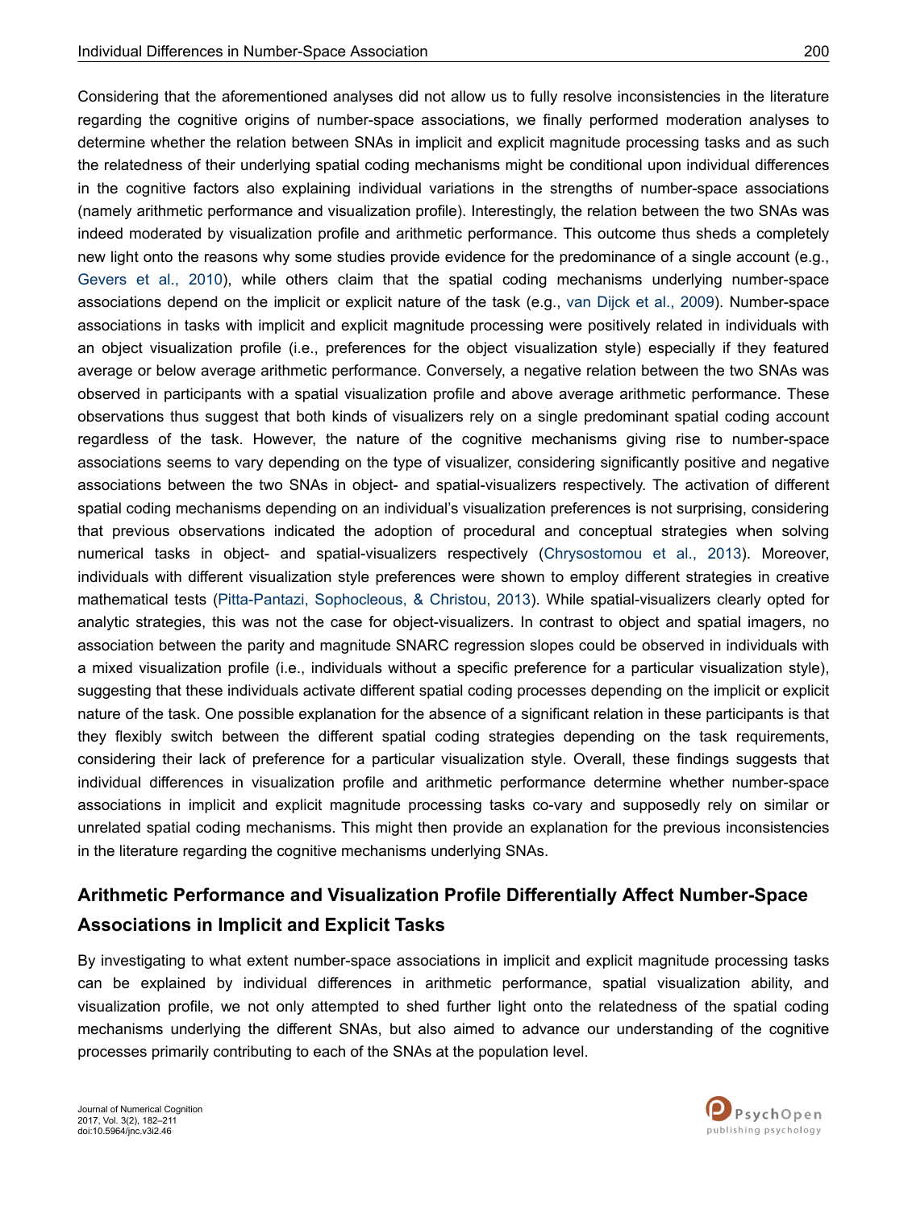Considering that the aforementioned analyses did not allow us to fully resolve inconsistencies in the literature regarding the cognitive origins of number-space associations, we finally performed moderation analyses to determine whether the relation between SNAs in implicit and explicit magnitude processing tasks and as such the relatedness of their underlying spatial coding mechanisms might be conditional upon individual differences in the cognitive factors also explaining individual variations in the strengths of number-space associations (namely arithmetic performance and visualization profile). Interestingly, the relation between the two SNAs was indeed moderated by visualization profile and arithmetic performance. This outcome thus sheds a completely new light onto the reasons why some studies provide evidence for the predominance of a single account (e.g., Gevers et al., 2010), while others claim that the spatial coding mechanisms underlying number-space associations depend on the implicit or explicit nature of the task (e.g., van Dijck et al., 2009). Number-space associations in tasks with implicit and explicit magnitude processing were positively related in individuals with an object visualization profile (i.e., preferences for the object visualization style) especially if they featured average or below average arithmetic performance. Conversely, a negative relation between the two SNAs was observed in participants with a spatial visualization profile and above average arithmetic performance. These observations thus suggest that both kinds of visualizers rely on a single predominant spatial coding account regardless of the task. However, the nature of the cognitive mechanisms giving rise to number-space associations seems to vary depending on the type of visualizer, considering significantly positive and negative associations between the two SNAs in object- and spatial-visualizers respectively. The activation of different spatial coding mechanisms depending on an individual's visualization preferences is not surprising, considering that previous observations indicated the adoption of procedural and conceptual strategies when solving numerical tasks in object- and spatial-visualizers respectively (Chrysostomou et al., 2013). Moreover, individuals with different visualization style preferences were shown to employ different strategies in creative mathematical tests (Pitta-Pantazi, Sophocleous, & Christou, 2013). While spatial-visualizers clearly opted for analytic strategies, this was not the case for object-visualizers. In contrast to object and spatial imagers, no association between the parity and magnitude SNARC regression slopes could be observed in individuals with a mixed visualization profile (i.e., individuals without a specific preference for a particular visualization style), suggesting that these individuals activate different spatial coding processes depending on the implicit or explicit nature of the task. One possible explanation for the absence of a significant relation in these participants is that they flexibly switch between the different spatial coding strategies depending on the task requirements, considering their lack of preference for a particular visualization style. Overall, these findings suggests that individual differences in visualization profile and arithmetic performance determine whether number-space associations in implicit and explicit magnitude processing tasks co-vary and supposedly rely on similar or unrelated spatial coding mechanisms. This might then provide an explanation for the previous inconsistencies in the literature regarding the cognitive mechanisms underlying SNAs.

## Arithmetic Performance and Visualization Profile Differentially Affect Number-Space Associations in Implicit and Explicit Tasks

By investigating to what extent number-space associations in implicit and explicit magnitude processing tasks can be explained by individual differences in arithmetic performance, spatial visualization ability, and visualization profile, we not only attempted to shed further light onto the relatedness of the spatial coding mechanisms underlying the different SNAs, but also aimed to advance our understanding of the cognitive processes primarily contributing to each of the SNAs at the population level.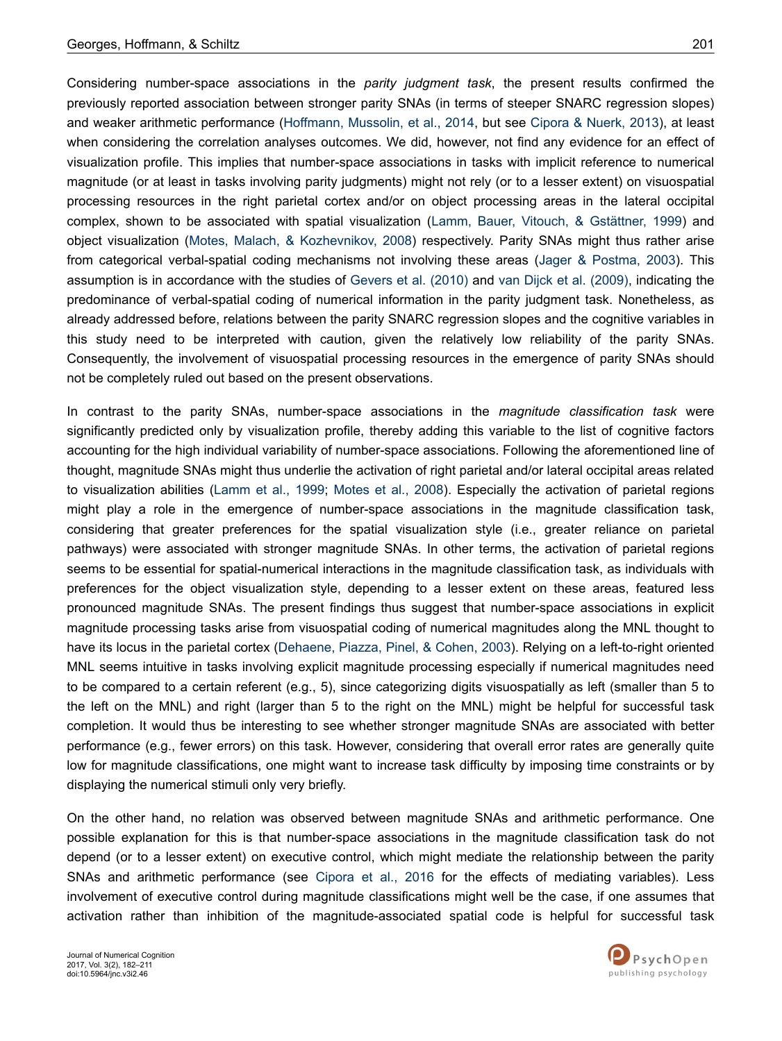Considering number-space associations in the *parity judgment task*, the present results confirmed the previously reported association between stronger parity SNAs (in terms of steeper SNARC regression slopes) and weaker arithmetic performance (Hoffmann, Mussolin, et al., 2014, but see Cipora & Nuerk, 2013), at least when considering the correlation analyses outcomes. We did, however, not find any evidence for an effect of visualization profile. This implies that number-space associations in tasks with implicit reference to numerical magnitude (or at least in tasks involving parity judgments) might not rely (or to a lesser extent) on visuospatial processing resources in the right parietal cortex and/or on object processing areas in the lateral occipital complex, shown to be associated with spatial visualization (Lamm, Bauer, Vitouch, & Gstättner, 1999) and object visualization (Motes, Malach, & Kozhevnikov, 2008) respectively. Parity SNAs might thus rather arise from categorical verbal-spatial coding mechanisms not involving these areas (Jager & Postma, 2003). This assumption is in accordance with the studies of Gevers et al. (2010) and van Dijck et al. (2009), indicating the predominance of verbal-spatial coding of numerical information in the parity judgment task. Nonetheless, as already addressed before, relations between the parity SNARC regression slopes and the cognitive variables in this study need to be interpreted with caution, given the relatively low reliability of the parity SNAs. Consequently, the involvement of visuospatial processing resources in the emergence of parity SNAs should not be completely ruled out based on the present observations.

In contrast to the parity SNAs, number-space associations in the *magnitude classification task* were significantly predicted only by visualization profile, thereby adding this variable to the list of cognitive factors accounting for the high individual variability of number-space associations. Following the aforementioned line of thought, magnitude SNAs might thus underlie the activation of right parietal and/or lateral occipital areas related to visualization abilities (Lamm et al., 1999; Motes et al., 2008). Especially the activation of parietal regions might play a role in the emergence of number-space associations in the magnitude classification task, considering that greater preferences for the spatial visualization style (i.e., greater reliance on parietal pathways) were associated with stronger magnitude SNAs. In other terms, the activation of parietal regions seems to be essential for spatial-numerical interactions in the magnitude classification task, as individuals with preferences for the object visualization style, depending to a lesser extent on these areas, featured less pronounced magnitude SNAs. The present findings thus suggest that number-space associations in explicit magnitude processing tasks arise from visuospatial coding of numerical magnitudes along the MNL thought to have its locus in the parietal cortex (Dehaene, Piazza, Pinel, & Cohen, 2003). Relying on a left-to-right oriented MNL seems intuitive in tasks involving explicit magnitude processing especially if numerical magnitudes need to be compared to a certain referent (e.g., 5), since categorizing digits visuospatially as left (smaller than 5 to the left on the MNL) and right (larger than 5 to the right on the MNL) might be helpful for successful task completion. It would thus be interesting to see whether stronger magnitude SNAs are associated with better performance (e.g., fewer errors) on this task. However, considering that overall error rates are generally quite low for magnitude classifications, one might want to increase task difficulty by imposing time constraints or by displaying the numerical stimuli only very briefly.

On the other hand, no relation was observed between magnitude SNAs and arithmetic performance. One possible explanation for this is that number-space associations in the magnitude classification task do not depend (or to a lesser extent) on executive control, which might mediate the relationship between the parity SNAs and arithmetic performance (see Cipora et al., 2016 for the effects of mediating variables). Less involvement of executive control during magnitude classifications might well be the case, if one assumes that activation rather than inhibition of the magnitude-associated spatial code is helpful for successful task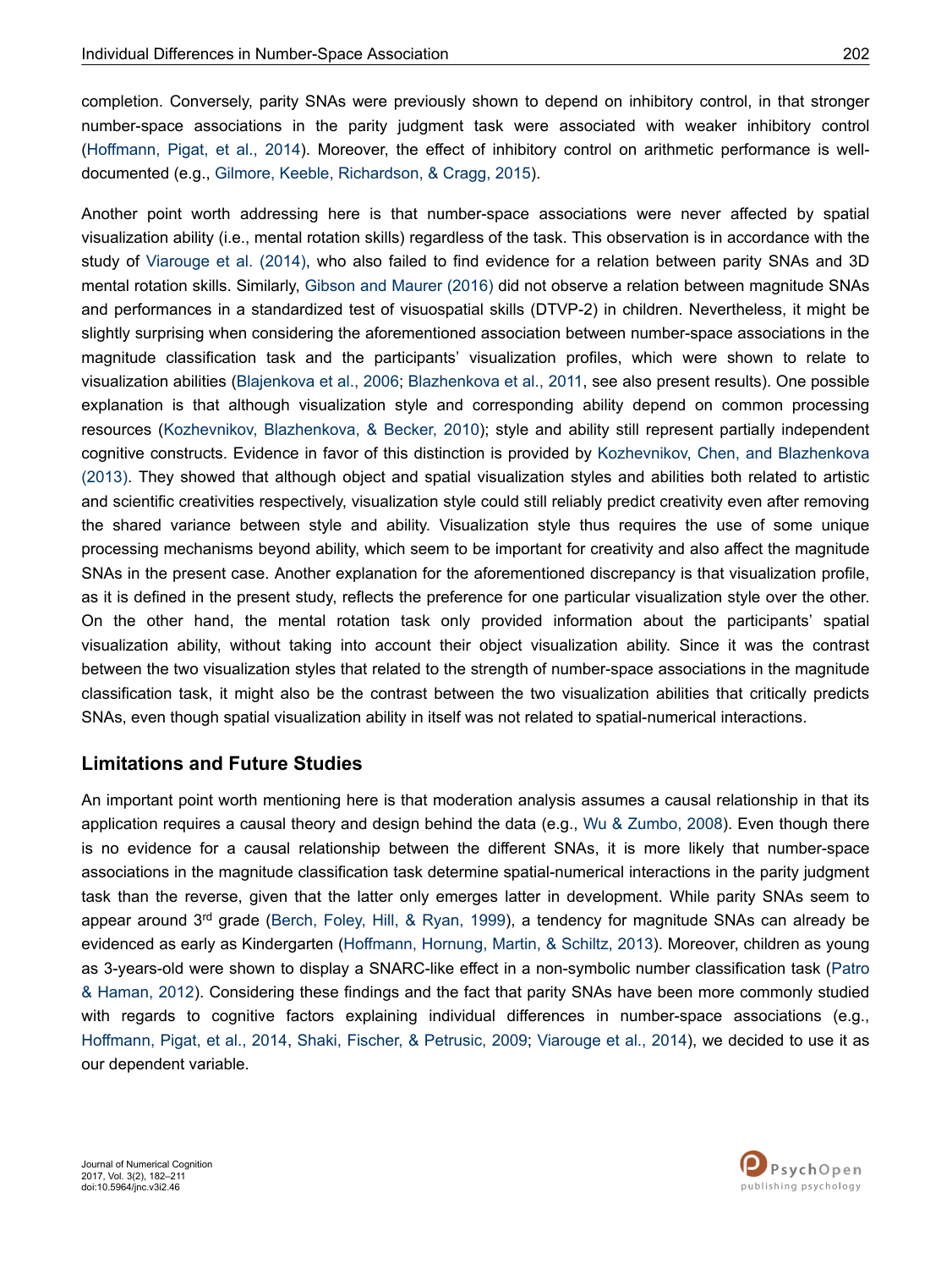completion. Conversely, parity SNAs were previously shown to depend on inhibitory control, in that stronger number-space associations in the parity judgment task were associated with weaker inhibitory control (Hoffmann, Pigat, et al., 2014). Moreover, the effect of inhibitory control on arithmetic performance is well-documented (e.g., Gilmore, Keeble, Richardson, & Cragg, 2015).

Another point worth addressing here is that number-space associations were never affected by spatial visualization ability (i.e., mental rotation skills) regardless of the task. This observation is in accordance with the study of Viarouge et al. (2014), who also failed to find evidence for a relation between parity SNAs and 3D mental rotation skills. Similarly, Gibson and Maurer (2016) did not observe a relation between magnitude SNAs and performances in a standardized test of visuospatial skills (DTVP-2) in children. Nevertheless, it might be slightly surprising when considering the aforementioned association between number-space associations in the magnitude classification task and the participants' visualization profiles, which were shown to relate to visualization abilities (Blajenkova et al., 2006; Blazhenkova et al., 2011, see also present results). One possible explanation is that although visualization style and corresponding ability depend on common processing resources (Kozhevnikov, Blazhenkova, & Becker, 2010); style and ability still represent partially independent cognitive constructs. Evidence in favor of this distinction is provided by Kozhevnikov, Chen, and Blazhenkova (2013). They showed that although object and spatial visualization styles and abilities both related to artistic and scientific creativities respectively, visualization style could still reliably predict creativity even after removing the shared variance between style and ability. Visualization style thus requires the use of some unique processing mechanisms beyond ability, which seem to be important for creativity and also affect the magnitude SNAs in the present case. Another explanation for the aforementioned discrepancy is that visualization profile, as it is defined in the present study, reflects the preference for one particular visualization style over the other. On the other hand, the mental rotation task only provided information about the participants' spatial visualization ability, without taking into account their object visualization ability. Since it was the contrast between the two visualization styles that related to the strength of number-space associations in the magnitude classification task, it might also be the contrast between the two visualization abilities that critically predicts SNAs, even though spatial visualization ability in itself was not related to spatial-numerical interactions.

## Limitations and Future Studies

An important point worth mentioning here is that moderation analysis assumes a causal relationship in that its application requires a causal theory and design behind the data (e.g., Wu & Zumbo, 2008). Even though there is no evidence for a causal relationship between the different SNAs, it is more likely that number-space associations in the magnitude classification task determine spatial-numerical interactions in the parity judgment task than the reverse, given that the latter only emerges latter in development. While parity SNAs seem to appear around 3rd grade (Berch, Foley, Hill, & Ryan, 1999), a tendency for magnitude SNAs can already be evidenced as early as Kindergarten (Hoffmann, Hornung, Martin, & Schiltz, 2013). Moreover, children as young as 3-years-old were shown to display a SNARC-like effect in a non-symbolic number classification task (Patro & Haman, 2012). Considering these findings and the fact that parity SNAs have been more commonly studied with regards to cognitive factors explaining individual differences in number-space associations (e.g., Hoffmann, Pigat, et al., 2014, Shaki, Fischer, & Petrusic, 2009; Viarouge et al., 2014), we decided to use it as our dependent variable.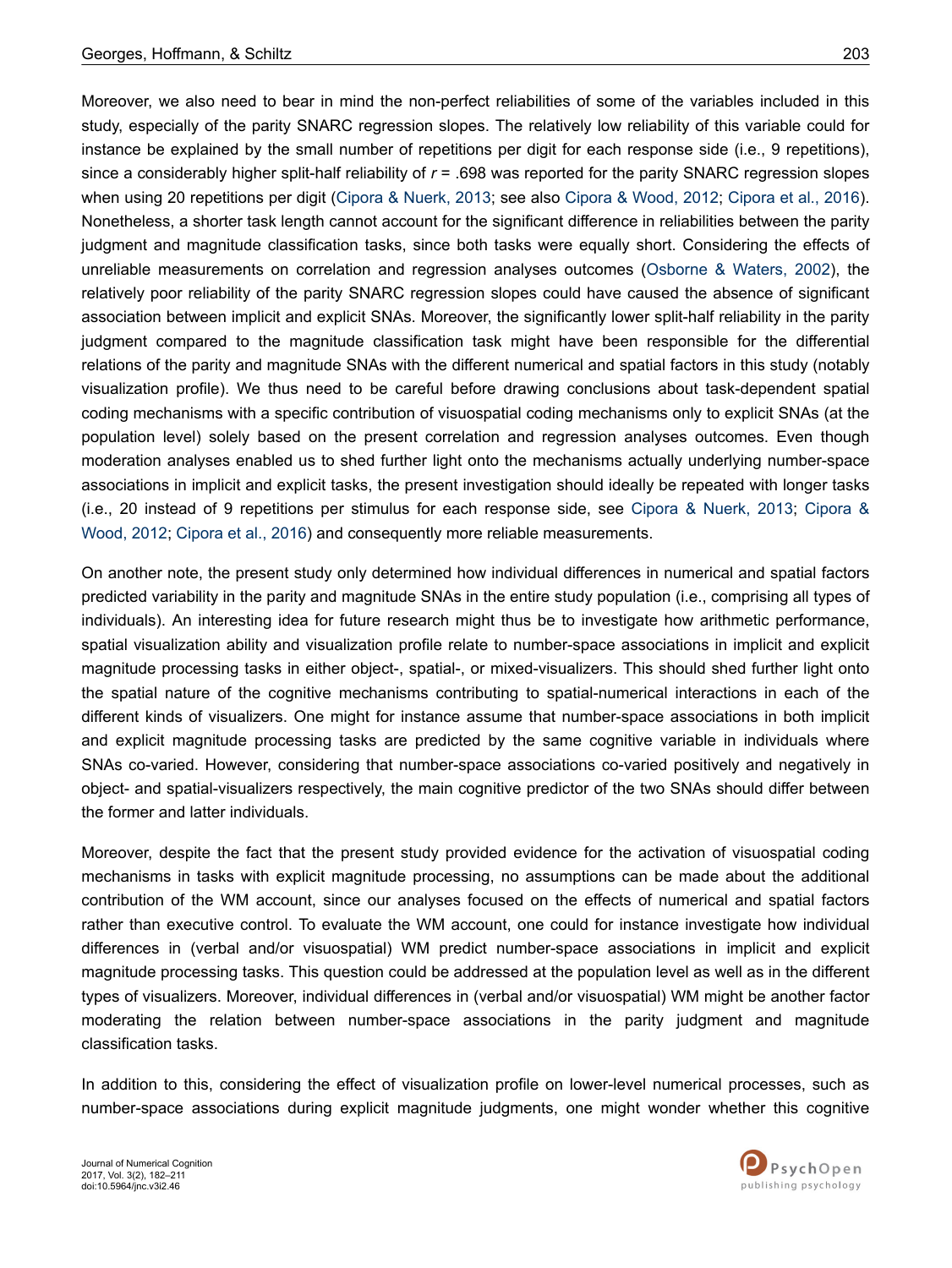Moreover, we also need to bear in mind the non-perfect reliabilities of some of the variables included in this study, especially of the parity SNARC regression slopes. The relatively low reliability of this variable could for instance be explained by the small number of repetitions per digit for each response side (i.e., 9 repetitions), since a considerably higher split-half reliability of $r$ = .698 was reported for the parity SNARC regression slopes when using 20 repetitions per digit (Cipora & Nuerk, 2013; see also Cipora & Wood, 2012; Cipora et al., 2016). Nonetheless, a shorter task length cannot account for the significant difference in reliabilities between the parity judgment and magnitude classification tasks, since both tasks were equally short. Considering the effects of unreliable measurements on correlation and regression analyses outcomes (Osborne & Waters, 2002), the relatively poor reliability of the parity SNARC regression slopes could have caused the absence of significant association between implicit and explicit SNAs. Moreover, the significantly lower split-half reliability in the parity judgment compared to the magnitude classification task might have been responsible for the differential relations of the parity and magnitude SNAs with the different numerical and spatial factors in this study (notably visualization profile). We thus need to be careful before drawing conclusions about task-dependent spatial coding mechanisms with a specific contribution of visuospatial coding mechanisms only to explicit SNAs (at the population level) solely based on the present correlation and regression analyses outcomes. Even though moderation analyses enabled us to shed further light onto the mechanisms actually underlying number-space associations in implicit and explicit tasks, the present investigation should ideally be repeated with longer tasks (i.e., 20 instead of 9 repetitions per stimulus for each response side, see Cipora & Nuerk, 2013; Cipora & Wood, 2012; Cipora et al., 2016) and consequently more reliable measurements.

On another note, the present study only determined how individual differences in numerical and spatial factors predicted variability in the parity and magnitude SNAs in the entire study population (i.e., comprising all types of individuals). An interesting idea for future research might thus be to investigate how arithmetic performance, spatial visualization ability and visualization profile relate to number-space associations in implicit and explicit magnitude processing tasks in either object-, spatial-, or mixed-visualizers. This should shed further light onto the spatial nature of the cognitive mechanisms contributing to spatial-numerical interactions in each of the different kinds of visualizers. One might for instance assume that number-space associations in both implicit and explicit magnitude processing tasks are predicted by the same cognitive variable in individuals where SNAs co-varied. However, considering that number-space associations co-varied positively and negatively in object- and spatial-visualizers respectively, the main cognitive predictor of the two SNAs should differ between the former and latter individuals.

Moreover, despite the fact that the present study provided evidence for the activation of visuospatial coding mechanisms in tasks with explicit magnitude processing, no assumptions can be made about the additional contribution of the WM account, since our analyses focused on the effects of numerical and spatial factors rather than executive control. To evaluate the WM account, one could for instance investigate how individual differences in (verbal and/or visuospatial) WM predict number-space associations in implicit and explicit magnitude processing tasks. This question could be addressed at the population level as well as in the different types of visualizers. Moreover, individual differences in (verbal and/or visuospatial) WM might be another factor moderating the relation between number-space associations in the parity judgment and magnitude classification tasks.

In addition to this, considering the effect of visualization profile on lower-level numerical processes, such as number-space associations during explicit magnitude judgments, one might wonder whether this cognitive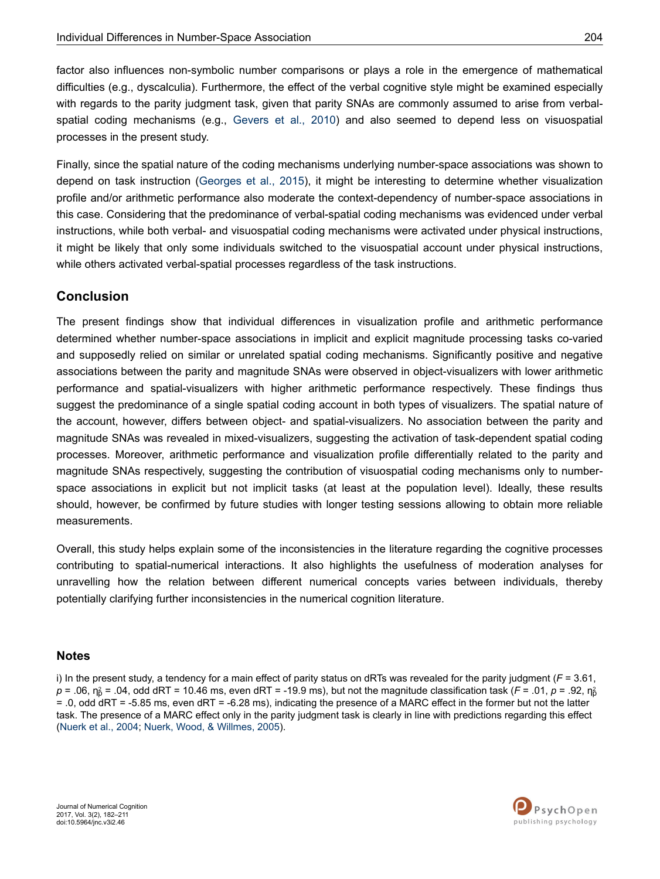factor also influences non-symbolic number comparisons or plays a role in the emergence of mathematical difficulties (e.g., dyscalculia). Furthermore, the effect of the verbal cognitive style might be examined especially with regards to the parity judgment task, given that parity SNAs are commonly assumed to arise from verbal-spatial coding mechanisms (e.g., Gevers et al., 2010) and also seemed to depend less on visuospatial processes in the present study.

Finally, since the spatial nature of the coding mechanisms underlying number-space associations was shown to depend on task instruction (Georges et al., 2015), it might be interesting to determine whether visualization profile and/or arithmetic performance also moderate the context-dependency of number-space associations in this case. Considering that the predominance of verbal-spatial coding mechanisms was evidenced under verbal instructions, while both verbal- and visuospatial coding mechanisms were activated under physical instructions, it might be likely that only some individuals switched to the visuospatial account under physical instructions, while others activated verbal-spatial processes regardless of the task instructions.

## Conclusion

The present findings show that individual differences in visualization profile and arithmetic performance determined whether number-space associations in implicit and explicit magnitude processing tasks co-varied and supposedly relied on similar or unrelated spatial coding mechanisms. Significantly positive and negative associations between the parity and magnitude SNAs were observed in object-visualizers with lower arithmetic performance and spatial-visualizers with higher arithmetic performance respectively. These findings thus suggest the predominance of a single spatial coding account in both types of visualizers. The spatial nature of the account, however, differs between object- and spatial-visualizers. No association between the parity and magnitude SNAs was revealed in mixed-visualizers, suggesting the activation of task-dependent spatial coding processes. Moreover, arithmetic performance and visualization profile differentially related to the parity and magnitude SNAs respectively, suggesting the contribution of visuospatial coding mechanisms only to number-space associations in explicit but not implicit tasks (at least at the population level). Ideally, these results should, however, be confirmed by future studies with longer testing sessions allowing to obtain more reliable measurements.

Overall, this study helps explain some of the inconsistencies in the literature regarding the cognitive processes contributing to spatial-numerical interactions. It also highlights the usefulness of moderation analyses for unravelling how the relation between different numerical concepts varies between individuals, thereby potentially clarifying further inconsistencies in the numerical cognition literature.

### Notes

i) In the present study, a tendency for a main effect of parity status on dRTs was revealed for the parity judgment ($F$ = 3.61, $p$ = .06, $\eta_p^2$ = .04, odd dRT = 10.46 ms, even dRT = -19.9 ms), but not the magnitude classification task ($F$ = .01, $p$ = .92, $\eta_p^2$ = .0, odd dRT = -5.85 ms, even dRT = -6.28 ms), indicating the presence of a MARC effect in the former but not the latter task. The presence of a MARC effect only in the parity judgment task is clearly in line with predictions regarding this effect (Nuerk et al., 2004; Nuerk, Wood, & Willmes, 2005).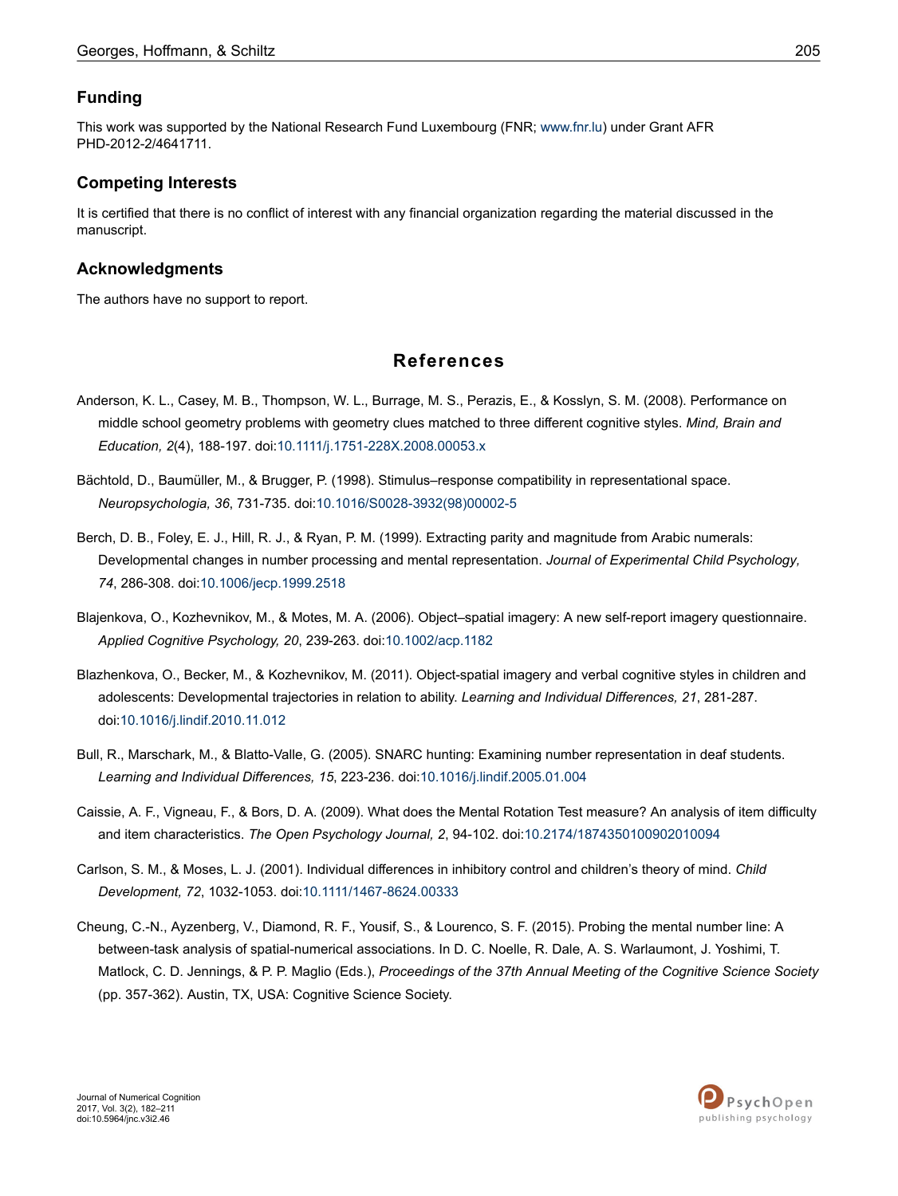## Funding

This work was supported by the National Research Fund Luxembourg (FNR; www.fnr.lu) under Grant AFR PHD-2012-2/4641711.

## Competing Interests

It is certified that there is no conflict of interest with any financial organization regarding the material discussed in the manuscript.

## Acknowledgments

The authors have no support to report.

## References

Anderson, K. L., Casey, M. B., Thompson, W. L., Burrage, M. S., Perazis, E., & Kosslyn, S. M. (2008). Performance on middle school geometry problems with geometry clues matched to three different cognitive styles. *Mind, Brain and Education, 2*(4), 188-197. doi:10.1111/j.1751-228X.2008.00053.x

Bächtold, D., Baumüller, M., & Brugger, P. (1998). Stimulus–response compatibility in representational space. *Neuropsychologia, 36*, 731-735. doi:10.1016/S0028-3932(98)00002-5

Berch, D. B., Foley, E. J., Hill, R. J., & Ryan, P. M. (1999). Extracting parity and magnitude from Arabic numerals: Developmental changes in number processing and mental representation. *Journal of Experimental Child Psychology, 74*, 286-308. doi:10.1006/jecp.1999.2518

Blajenkova, O., Kozhevnikov, M., & Motes, M. A. (2006). Object–spatial imagery: A new self-report imagery questionnaire. *Applied Cognitive Psychology, 20*, 239-263. doi:10.1002/acp.1182

Blazhenkova, O., Becker, M., & Kozhevnikov, M. (2011). Object-spatial imagery and verbal cognitive styles in children and adolescents: Developmental trajectories in relation to ability. *Learning and Individual Differences, 21*, 281-287. doi:10.1016/j.lindif.2010.11.012

Bull, R., Marschark, M., & Blatto-Valle, G. (2005). SNARC hunting: Examining number representation in deaf students. *Learning and Individual Differences, 15*, 223-236. doi:10.1016/j.lindif.2005.01.004

Caissie, A. F., Vigneau, F., & Bors, D. A. (2009). What does the Mental Rotation Test measure? An analysis of item difficulty and item characteristics. *The Open Psychology Journal, 2*, 94-102. doi:10.2174/1874350100902010094

Carlson, S. M., & Moses, L. J. (2001). Individual differences in inhibitory control and children's theory of mind. *Child Development, 72*, 1032-1053. doi:10.1111/1467-8624.00333

Cheung, C.-N., Ayzenberg, V., Diamond, R. F., Yousif, S., & Lourenco, S. F. (2015). Probing the mental number line: A between-task analysis of spatial-numerical associations. In D. C. Noelle, R. Dale, A. S. Warlaumont, J. Yoshimi, T. Matlock, C. D. Jennings, & P. P. Maglio (Eds.), *Proceedings of the 37th Annual Meeting of the Cognitive Science Society* (pp. 357-362). Austin, TX, USA: Cognitive Science Society.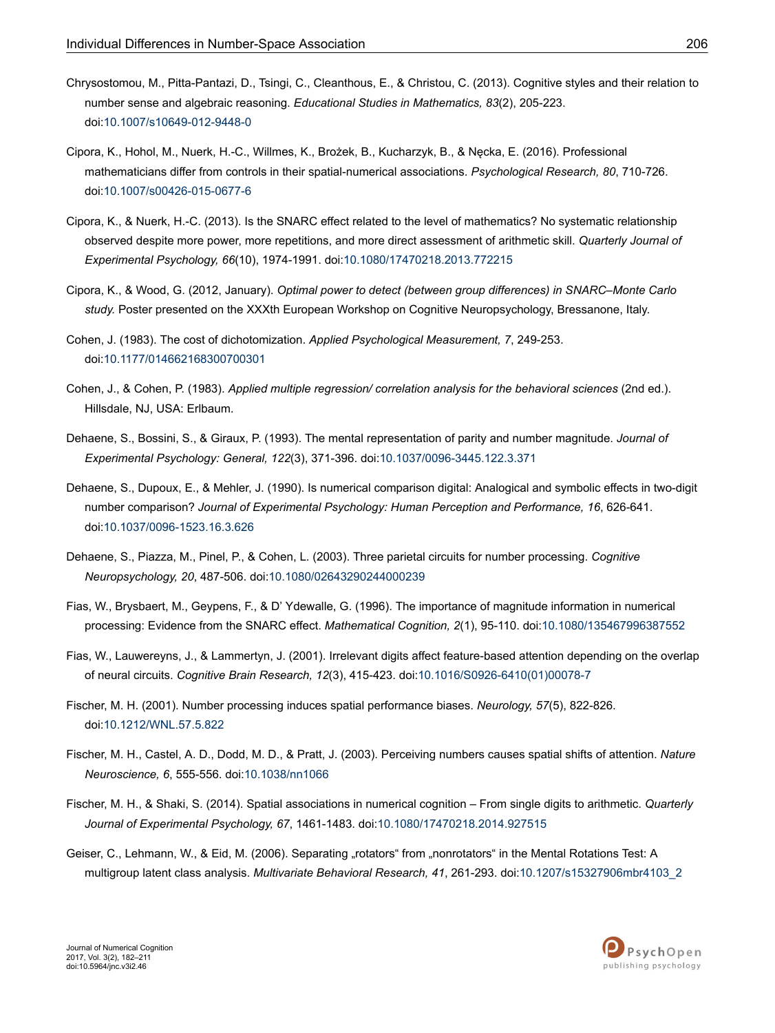Chrysostomou, M., Pitta-Pantazi, D., Tsingi, C., Cleanthous, E., & Christou, C. (2013). Cognitive styles and their relation to number sense and algebraic reasoning. *Educational Studies in Mathematics, 83*(2), 205-223. doi:10.1007/s10649-012-9448-0

Cipora, K., Hohol, M., Nuerk, H.-C., Willmes, K., Brożek, B., Kucharzyk, B., & Nęcka, E. (2016). Professional mathematicians differ from controls in their spatial-numerical associations. *Psychological Research, 80*, 710-726. doi:10.1007/s00426-015-0677-6

Cipora, K., & Nuerk, H.-C. (2013). Is the SNARC effect related to the level of mathematics? No systematic relationship observed despite more power, more repetitions, and more direct assessment of arithmetic skill. *Quarterly Journal of Experimental Psychology, 66*(10), 1974-1991. doi:10.1080/17470218.2013.772215

Cipora, K., & Wood, G. (2012, January). *Optimal power to detect (between group differences) in SNARC–Monte Carlo study.* Poster presented on the XXXth European Workshop on Cognitive Neuropsychology, Bressanone, Italy.

Cohen, J. (1983). The cost of dichotomization. *Applied Psychological Measurement, 7*, 249-253. doi:10.1177/014662168300700301

Cohen, J., & Cohen, P. (1983). *Applied multiple regression/ correlation analysis for the behavioral sciences* (2nd ed.). Hillsdale, NJ, USA: Erlbaum.

Dehaene, S., Bossini, S., & Giraux, P. (1993). The mental representation of parity and number magnitude. *Journal of Experimental Psychology: General, 122*(3), 371-396. doi:10.1037/0096-3445.122.3.371

Dehaene, S., Dupoux, E., & Mehler, J. (1990). Is numerical comparison digital: Analogical and symbolic effects in two-digit number comparison? *Journal of Experimental Psychology: Human Perception and Performance, 16*, 626-641. doi:10.1037/0096-1523.16.3.626

Dehaene, S., Piazza, M., Pinel, P., & Cohen, L. (2003). Three parietal circuits for number processing. *Cognitive Neuropsychology, 20*, 487-506. doi:10.1080/02643290244000239

Fias, W., Brysbaert, M., Geypens, F., & D' Ydewalle, G. (1996). The importance of magnitude information in numerical processing: Evidence from the SNARC effect. *Mathematical Cognition, 2*(1), 95-110. doi:10.1080/135467996387552

Fias, W., Lauwereyns, J., & Lammertyn, J. (2001). Irrelevant digits affect feature-based attention depending on the overlap of neural circuits. *Cognitive Brain Research, 12*(3), 415-423. doi:10.1016/S0926-6410(01)00078-7

Fischer, M. H. (2001). Number processing induces spatial performance biases. *Neurology, 57*(5), 822-826. doi:10.1212/WNL.57.5.822

Fischer, M. H., Castel, A. D., Dodd, M. D., & Pratt, J. (2003). Perceiving numbers causes spatial shifts of attention. *Nature Neuroscience, 6*, 555-556. doi:10.1038/nn1066

Fischer, M. H., & Shaki, S. (2014). Spatial associations in numerical cognition – From single digits to arithmetic. *Quarterly Journal of Experimental Psychology, 67*, 1461-1483. doi:10.1080/17470218.2014.927515

Geiser, C., Lehmann, W., & Eid, M. (2006). Separating „rotators" from „nonrotators" in the Mental Rotations Test: A multigroup latent class analysis. *Multivariate Behavioral Research, 41*, 261-293. doi:10.1207/s15327906mbr4103_2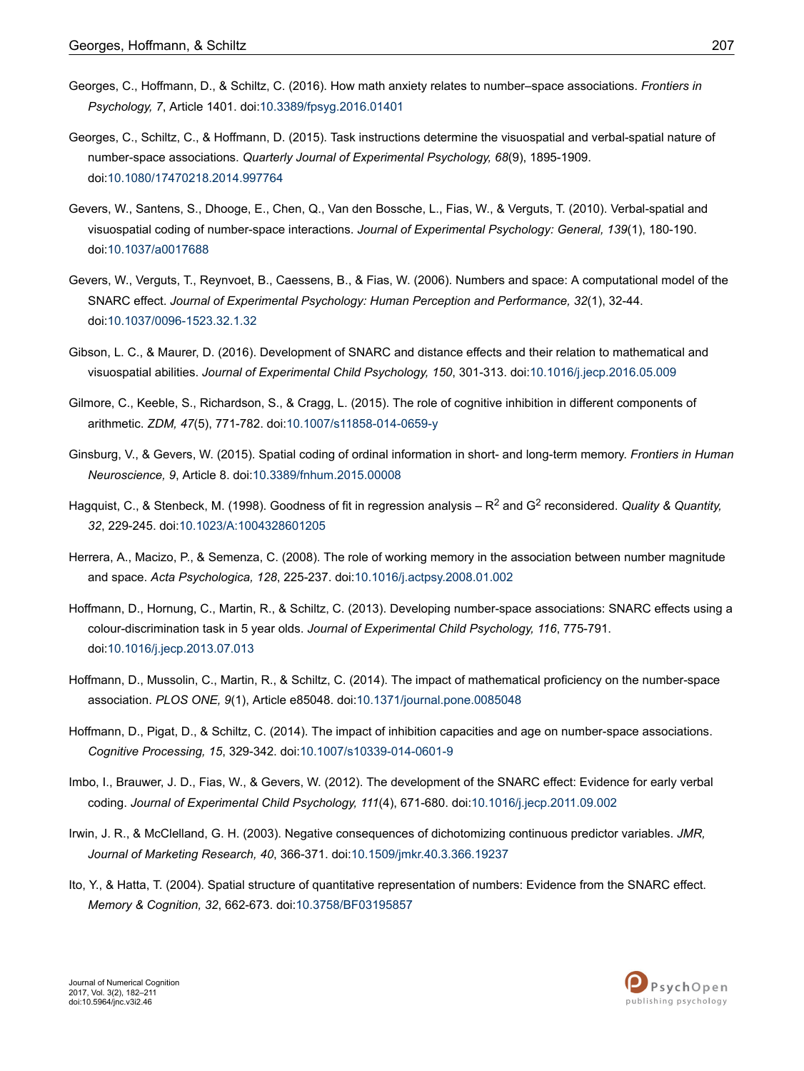Georges, C., Hoffmann, D., & Schiltz, C. (2016). How math anxiety relates to number–space associations. *Frontiers in Psychology, 7*, Article 1401. doi:10.3389/fpsyg.2016.01401

Georges, C., Schiltz, C., & Hoffmann, D. (2015). Task instructions determine the visuospatial and verbal-spatial nature of number-space associations. *Quarterly Journal of Experimental Psychology, 68*(9), 1895-1909. doi:10.1080/17470218.2014.997764

Gevers, W., Santens, S., Dhooge, E., Chen, Q., Van den Bossche, L., Fias, W., & Verguts, T. (2010). Verbal-spatial and visuospatial coding of number-space interactions. *Journal of Experimental Psychology: General, 139*(1), 180-190. doi:10.1037/a0017688

Gevers, W., Verguts, T., Reynvoet, B., Caessens, B., & Fias, W. (2006). Numbers and space: A computational model of the SNARC effect. *Journal of Experimental Psychology: Human Perception and Performance, 32*(1), 32-44. doi:10.1037/0096-1523.32.1.32

Gibson, L. C., & Maurer, D. (2016). Development of SNARC and distance effects and their relation to mathematical and visuospatial abilities. *Journal of Experimental Child Psychology, 150*, 301-313. doi:10.1016/j.jecp.2016.05.009

Gilmore, C., Keeble, S., Richardson, S., & Cragg, L. (2015). The role of cognitive inhibition in different components of arithmetic. *ZDM, 47*(5), 771-782. doi:10.1007/s11858-014-0659-y

Ginsburg, V., & Gevers, W. (2015). Spatial coding of ordinal information in short- and long-term memory. *Frontiers in Human Neuroscience, 9*, Article 8. doi:10.3389/fnhum.2015.00008

Hagquist, C., & Stenbeck, M. (1998). Goodness of fit in regression analysis – $R^2$ and $G^2$ reconsidered. *Quality & Quantity, 32*, 229-245. doi:10.1023/A:1004328601205

Herrera, A., Macizo, P., & Semenza, C. (2008). The role of working memory in the association between number magnitude and space. *Acta Psychologica, 128*, 225-237. doi:10.1016/j.actpsy.2008.01.002

Hoffmann, D., Hornung, C., Martin, R., & Schiltz, C. (2013). Developing number-space associations: SNARC effects using a colour-discrimination task in 5 year olds. *Journal of Experimental Child Psychology, 116*, 775-791. doi:10.1016/j.jecp.2013.07.013

Hoffmann, D., Mussolin, C., Martin, R., & Schiltz, C. (2014). The impact of mathematical proficiency on the number-space association. *PLOS ONE, 9*(1), Article e85048. doi:10.1371/journal.pone.0085048

Hoffmann, D., Pigat, D., & Schiltz, C. (2014). The impact of inhibition capacities and age on number-space associations. *Cognitive Processing, 15*, 329-342. doi:10.1007/s10339-014-0601-9

Imbo, I., Brauwer, J. D., Fias, W., & Gevers, W. (2012). The development of the SNARC effect: Evidence for early verbal coding. *Journal of Experimental Child Psychology, 111*(4), 671-680. doi:10.1016/j.jecp.2011.09.002

Irwin, J. R., & McClelland, G. H. (2003). Negative consequences of dichotomizing continuous predictor variables. *JMR, Journal of Marketing Research, 40*, 366-371. doi:10.1509/jmkr.40.3.366.19237

Ito, Y., & Hatta, T. (2004). Spatial structure of quantitative representation of numbers: Evidence from the SNARC effect. *Memory & Cognition, 32*, 662-673. doi:10.3758/BF03195857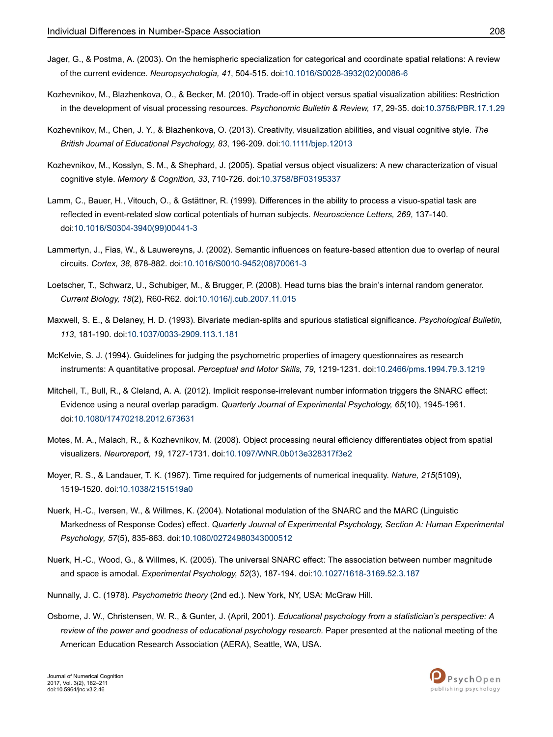Jager, G., & Postma, A. (2003). On the hemispheric specialization for categorical and coordinate spatial relations: A review of the current evidence. *Neuropsychologia, 41*, 504-515. doi:10.1016/S0028-3932(02)00086-6

Kozhevnikov, M., Blazhenkova, O., & Becker, M. (2010). Trade-off in object versus spatial visualization abilities: Restriction in the development of visual processing resources. *Psychonomic Bulletin & Review, 17*, 29-35. doi:10.3758/PBR.17.1.29

Kozhevnikov, M., Chen, J. Y., & Blazhenkova, O. (2013). Creativity, visualization abilities, and visual cognitive style. *The British Journal of Educational Psychology, 83*, 196-209. doi:10.1111/bjep.12013

Kozhevnikov, M., Kosslyn, S. M., & Shephard, J. (2005). Spatial versus object visualizers: A new characterization of visual cognitive style. *Memory & Cognition, 33*, 710-726. doi:10.3758/BF03195337

Lamm, C., Bauer, H., Vitouch, O., & Gstättner, R. (1999). Differences in the ability to process a visuo-spatial task are reflected in event-related slow cortical potentials of human subjects. *Neuroscience Letters, 269*, 137-140. doi:10.1016/S0304-3940(99)00441-3

Lammertyn, J., Fias, W., & Lauwereyns, J. (2002). Semantic influences on feature-based attention due to overlap of neural circuits. *Cortex, 38*, 878-882. doi:10.1016/S0010-9452(08)70061-3

Loetscher, T., Schwarz, U., Schubiger, M., & Brugger, P. (2008). Head turns bias the brain's internal random generator. *Current Biology, 18*(2), R60-R62. doi:10.1016/j.cub.2007.11.015

Maxwell, S. E., & Delaney, H. D. (1993). Bivariate median-splits and spurious statistical significance. *Psychological Bulletin, 113*, 181-190. doi:10.1037/0033-2909.113.1.181

McKelvie, S. J. (1994). Guidelines for judging the psychometric properties of imagery questionnaires as research instruments: A quantitative proposal. *Perceptual and Motor Skills, 79*, 1219-1231. doi:10.2466/pms.1994.79.3.1219

Mitchell, T., Bull, R., & Cleland, A. A. (2012). Implicit response-irrelevant number information triggers the SNARC effect: Evidence using a neural overlap paradigm. *Quarterly Journal of Experimental Psychology, 65*(10), 1945-1961. doi:10.1080/17470218.2012.673631

Motes, M. A., Malach, R., & Kozhevnikov, M. (2008). Object processing neural efficiency differentiates object from spatial visualizers. *Neuroreport, 19*, 1727-1731. doi:10.1097/WNR.0b013e328317f3e2

Moyer, R. S., & Landauer, T. K. (1967). Time required for judgements of numerical inequality. *Nature, 215*(5109), 1519-1520. doi:10.1038/2151519a0

Nuerk, H.-C., Iversen, W., & Willmes, K. (2004). Notational modulation of the SNARC and the MARC (Linguistic Markedness of Response Codes) effect. *Quarterly Journal of Experimental Psychology, Section A: Human Experimental Psychology, 57*(5), 835-863. doi:10.1080/02724980343000512

Nuerk, H.-C., Wood, G., & Willmes, K. (2005). The universal SNARC effect: The association between number magnitude and space is amodal. *Experimental Psychology, 52*(3), 187-194. doi:10.1027/1618-3169.52.3.187

Nunnally, J. C. (1978). *Psychometric theory* (2nd ed.). New York, NY, USA: McGraw Hill.

Osborne, J. W., Christensen, W. R., & Gunter, J. (April, 2001). *Educational psychology from a statistician's perspective: A review of the power and goodness of educational psychology research.* Paper presented at the national meeting of the American Education Research Association (AERA), Seattle, WA, USA.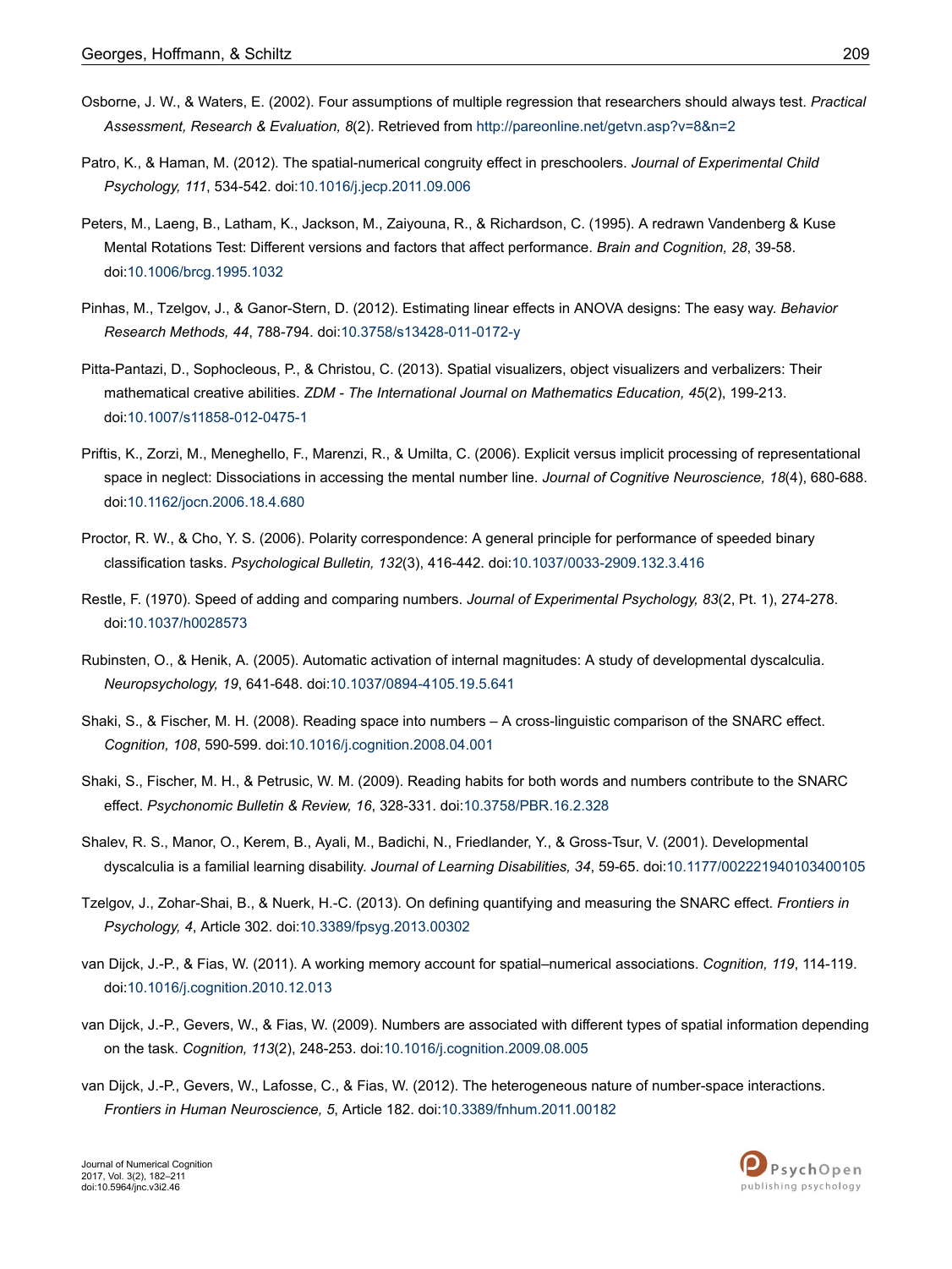Osborne, J. W., & Waters, E. (2002). Four assumptions of multiple regression that researchers should always test. *Practical Assessment, Research & Evaluation, 8*(2). Retrieved from http://pareonline.net/getvn.asp?v=8&n=2

Patro, K., & Haman, M. (2012). The spatial-numerical congruity effect in preschoolers. *Journal of Experimental Child Psychology, 111*, 534-542. doi:10.1016/j.jecp.2011.09.006

Peters, M., Laeng, B., Latham, K., Jackson, M., Zaiyouna, R., & Richardson, C. (1995). A redrawn Vandenberg & Kuse Mental Rotations Test: Different versions and factors that affect performance. *Brain and Cognition, 28*, 39-58. doi:10.1006/brcg.1995.1032

Pinhas, M., Tzelgov, J., & Ganor-Stern, D. (2012). Estimating linear effects in ANOVA designs: The easy way. *Behavior Research Methods, 44*, 788-794. doi:10.3758/s13428-011-0172-y

Pitta-Pantazi, D., Sophocleous, P., & Christou, C. (2013). Spatial visualizers, object visualizers and verbalizers: Their mathematical creative abilities. *ZDM - The International Journal on Mathematics Education, 45*(2), 199-213. doi:10.1007/s11858-012-0475-1

Priftis, K., Zorzi, M., Meneghello, F., Marenzi, R., & Umilta, C. (2006). Explicit versus implicit processing of representational space in neglect: Dissociations in accessing the mental number line. *Journal of Cognitive Neuroscience, 18*(4), 680-688. doi:10.1162/jocn.2006.18.4.680

Proctor, R. W., & Cho, Y. S. (2006). Polarity correspondence: A general principle for performance of speeded binary classification tasks. *Psychological Bulletin, 132*(3), 416-442. doi:10.1037/0033-2909.132.3.416

Restle, F. (1970). Speed of adding and comparing numbers. *Journal of Experimental Psychology, 83*(2, Pt. 1), 274-278. doi:10.1037/h0028573

Rubinsten, O., & Henik, A. (2005). Automatic activation of internal magnitudes: A study of developmental dyscalculia. *Neuropsychology, 19*, 641-648. doi:10.1037/0894-4105.19.5.641

Shaki, S., & Fischer, M. H. (2008). Reading space into numbers – A cross-linguistic comparison of the SNARC effect. *Cognition, 108*, 590-599. doi:10.1016/j.cognition.2008.04.001

Shaki, S., Fischer, M. H., & Petrusic, W. M. (2009). Reading habits for both words and numbers contribute to the SNARC effect. *Psychonomic Bulletin & Review, 16*, 328-331. doi:10.3758/PBR.16.2.328

Shalev, R. S., Manor, O., Kerem, B., Ayali, M., Badichi, N., Friedlander, Y., & Gross-Tsur, V. (2001). Developmental dyscalculia is a familial learning disability. *Journal of Learning Disabilities, 34*, 59-65. doi:10.1177/002221940103400105

Tzelgov, J., Zohar-Shai, B., & Nuerk, H.-C. (2013). On defining quantifying and measuring the SNARC effect. *Frontiers in Psychology, 4*, Article 302. doi:10.3389/fpsyg.2013.00302

van Dijck, J.-P., & Fias, W. (2011). A working memory account for spatial–numerical associations. *Cognition, 119*, 114-119. doi:10.1016/j.cognition.2010.12.013

van Dijck, J.-P., Gevers, W., & Fias, W. (2009). Numbers are associated with different types of spatial information depending on the task. *Cognition, 113*(2), 248-253. doi:10.1016/j.cognition.2009.08.005

van Dijck, J.-P., Gevers, W., Lafosse, C., & Fias, W. (2012). The heterogeneous nature of number-space interactions. *Frontiers in Human Neuroscience, 5*, Article 182. doi:10.3389/fnhum.2011.00182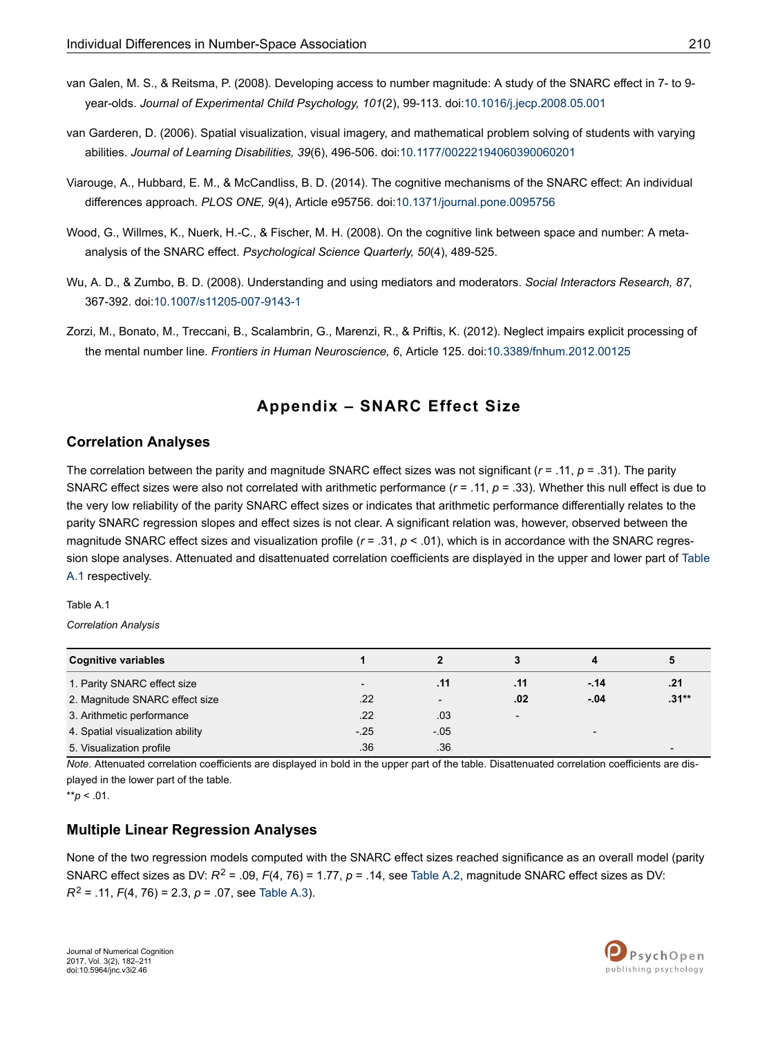van Galen, M. S., & Reitsma, P. (2008). Developing access to number magnitude: A study of the SNARC effect in 7- to 9-year-olds. *Journal of Experimental Child Psychology, 101*(2), 99-113. doi:10.1016/j.jecp.2008.05.001

van Garderen, D. (2006). Spatial visualization, visual imagery, and mathematical problem solving of students with varying abilities. *Journal of Learning Disabilities, 39*(6), 496-506. doi:10.1177/00222194060390060201

Viarouge, A., Hubbard, E. M., & McCandliss, B. D. (2014). The cognitive mechanisms of the SNARC effect: An individual differences approach. *PLOS ONE, 9*(4), Article e95756. doi:10.1371/journal.pone.0095756

Wood, G., Willmes, K., Nuerk, H.-C., & Fischer, M. H. (2008). On the cognitive link between space and number: A meta-analysis of the SNARC effect. *Psychological Science Quarterly, 50*(4), 489-525.

Wu, A. D., & Zumbo, B. D. (2008). Understanding and using mediators and moderators. *Social Interactors Research, 87*, 367-392. doi:10.1007/s11205-007-9143-1

Zorzi, M., Bonato, M., Treccani, B., Scalambrin, G., Marenzi, R., & Priftis, K. (2012). Neglect impairs explicit processing of the mental number line. *Frontiers in Human Neuroscience, 6*, Article 125. doi:10.3389/fnhum.2012.00125

# Appendix – SNARC Effect Size

## Correlation Analyses

The correlation between the parity and magnitude SNARC effect sizes was not significant ($r$ = .11, $p$ = .31). The parity SNARC effect sizes were also not correlated with arithmetic performance ($r$ = .11, $p$ = .33). Whether this null effect is due to the very low reliability of the parity SNARC effect sizes or indicates that arithmetic performance differentially relates to the parity SNARC regression slopes and effect sizes is not clear. A significant relation was, however, observed between the magnitude SNARC effect sizes and visualization profile ($r$ = .31, $p$ < .01), which is in accordance with the SNARC regression slope analyses. Attenuated and disattenuated correlation coefficients are displayed in the upper and lower part of Table A.1 respectively.

Table A.1

*Correlation Analysis*

| Cognitive variables | 1 | 2 | 3 | 4 | 5 |
|---|---|---|---|---|---|
| 1. Parity SNARC effect size | - | **.11** | **.11** | **-.14** | **.21** |
| 2. Magnitude SNARC effect size | .22 | - | **.02** | **-.04** | **.31**\*\* |
| 3. Arithmetic performance | .22 | .03 | - | | |
| 4. Spatial visualization ability | -.25 | -.05 | | - | |
| 5. Visualization profile | .36 | .36 | | | - |

*Note*. Attenuated correlation coefficients are displayed in bold in the upper part of the table. Disattenuated correlation coefficients are displayed in the lower part of the table.

\*\*$p$ < .01.

## Multiple Linear Regression Analyses

None of the two regression models computed with the SNARC effect sizes reached significance as an overall model (parity SNARC effect sizes as DV: $R^2$ = .09, $F(4, 76)$ = 1.77, $p$ = .14, see Table A.2, magnitude SNARC effect sizes as DV: $R^2$ = .11, $F(4, 76)$ = 2.3, $p$ = .07, see Table A.3).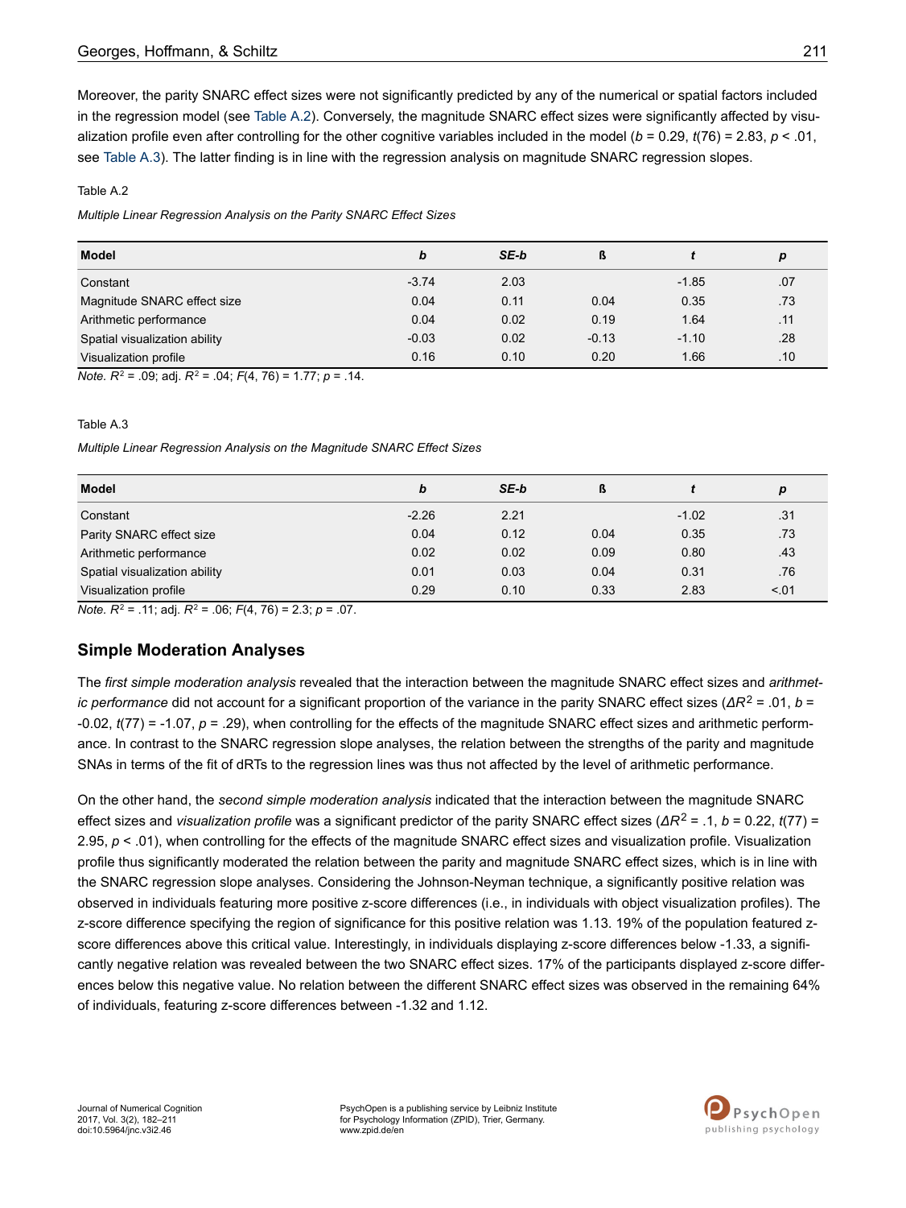Moreover, the parity SNARC effect sizes were not significantly predicted by any of the numerical or spatial factors included in the regression model (see Table A.2). Conversely, the magnitude SNARC effect sizes were significantly affected by visualization profile even after controlling for the other cognitive variables included in the model ($b = 0.29$, $t(76) = 2.83$, $p < .01$, see Table A.3). The latter finding is in line with the regression analysis on magnitude SNARC regression slopes.

Table A.2

*Multiple Linear Regression Analysis on the Parity SNARC Effect Sizes*

| **Model** | ***b*** | ***SE-b*** | **ß** | ***t*** | ***p*** |
|---|---|---|---|---|---|
| Constant | -3.74 | 2.03 | | -1.85 | .07 |
| Magnitude SNARC effect size | 0.04 | 0.11 | 0.04 | 0.35 | .73 |
| Arithmetic performance | 0.04 | 0.02 | 0.19 | 1.64 | .11 |
| Spatial visualization ability | -0.03 | 0.02 | -0.13 | -1.10 | .28 |
| Visualization profile | 0.16 | 0.10 | 0.20 | 1.66 | .10 |

*Note.* $R^2 = .09$; adj. $R^2 = .04$; $F(4, 76) = 1.77$; $p = .14$.

Table A.3

*Multiple Linear Regression Analysis on the Magnitude SNARC Effect Sizes*

| **Model** | ***b*** | ***SE-b*** | **ß** | ***t*** | ***p*** |
|---|---|---|---|---|---|
| Constant | -2.26 | 2.21 | | -1.02 | .31 |
| Parity SNARC effect size | 0.04 | 0.12 | 0.04 | 0.35 | .73 |
| Arithmetic performance | 0.02 | 0.02 | 0.09 | 0.80 | .43 |
| Spatial visualization ability | 0.01 | 0.03 | 0.04 | 0.31 | .76 |
| Visualization profile | 0.29 | 0.10 | 0.33 | 2.83 | <.01 |

*Note.* $R^2 = .11$; adj. $R^2 = .06$; $F(4, 76) = 2.3$; $p = .07$.

## Simple Moderation Analyses

The *first simple moderation analysis* revealed that the interaction between the magnitude SNARC effect sizes and *arithmetic performance* did not account for a significant proportion of the variance in the parity SNARC effect sizes ($\Delta R^2 = .01$, $b = -0.02$, $t(77) = -1.07$, $p = .29$), when controlling for the effects of the magnitude SNARC effect sizes and arithmetic performance. In contrast to the SNARC regression slope analyses, the relation between the strengths of the parity and magnitude SNAs in terms of the fit of dRTs to the regression lines was thus not affected by the level of arithmetic performance.

On the other hand, the *second simple moderation analysis* indicated that the interaction between the magnitude SNARC effect sizes and *visualization profile* was a significant predictor of the parity SNARC effect sizes ($\Delta R^2 = .1$, $b = 0.22$, $t(77) = 2.95$, $p < .01$), when controlling for the effects of the magnitude SNARC effect sizes and visualization profile. Visualization profile thus significantly moderated the relation between the parity and magnitude SNARC effect sizes, which is in line with the SNARC regression slope analyses. Considering the Johnson-Neyman technique, a significantly positive relation was observed in individuals featuring more positive z-score differences (i.e., in individuals with object visualization profiles). The z-score difference specifying the region of significance for this positive relation was 1.13. 19% of the population featured z-score differences above this critical value. Interestingly, in individuals displaying z-score differences below -1.33, a significantly negative relation was revealed between the two SNARC effect sizes. 17% of the participants displayed z-score differences below this negative value. No relation between the different SNARC effect sizes was observed in the remaining 64% of individuals, featuring z-score differences between -1.32 and 1.12.